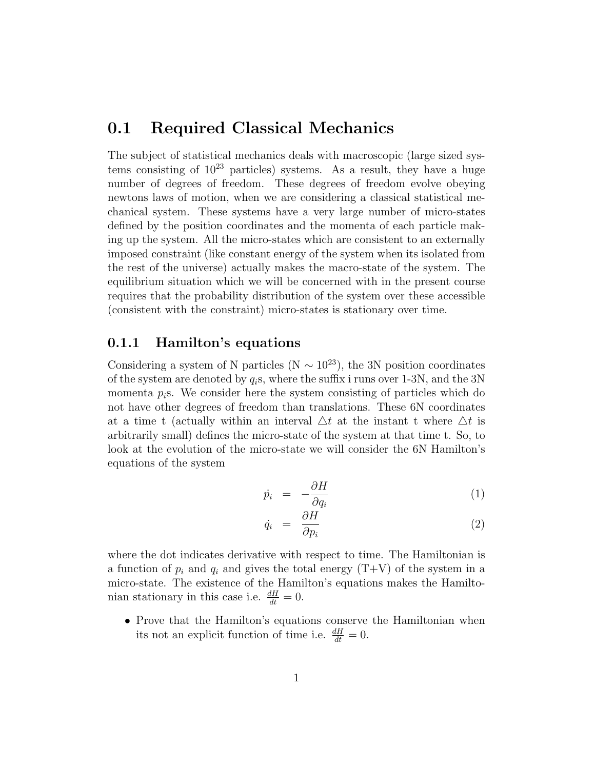## 0.1 Required Classical Mechanics

The subject of statistical mechanics deals with macroscopic (large sized systems consisting of $10^{23}$ particles) systems. As a result, they have a huge number of degrees of freedom. These degrees of freedom evolve obeying newtons laws of motion, when we are considering a classical statistical mechanical system. These systems have a very large number of micro-states defined by the position coordinates and the momenta of each particle making up the system. All the micro-states which are consistent to an externally imposed constraint (like constant energy of the system when its isolated from the rest of the universe) actually makes the macro-state of the system. The equilibrium situation which we will be concerned with in the present course requires that the probability distribution of the system over these accessible (consistent with the constraint) micro-states is stationary over time.

### 0.1.1 Hamilton's equations

Considering a system of N particles (N $\sim 10^{23}$), the 3N position coordinates of the system are denoted by $q_i$s, where the suffix i runs over 1-3N, and the 3N momenta $p_i$s. We consider here the system consisting of particles which do not have other degrees of freedom than translations. These 6N coordinates at a time t (actually within an interval $\triangle t$ at the instant t where $\triangle t$ is arbitrarily small) defines the micro-state of the system at that time t. So, to look at the evolution of the micro-state we will consider the 6N Hamilton's equations of the system

$$\dot{p}_i = -\frac{\partial H}{\partial q_i} \tag{1}$$

$$\dot{q}_i = \frac{\partial H}{\partial p_i} \tag{2}$$

where the dot indicates derivative with respect to time. The Hamiltonian is a function of $p_i$ and $q_i$ and gives the total energy (T+V) of the system in a micro-state. The existence of the Hamilton's equations makes the Hamiltonian stationary in this case i.e. $\frac{dH}{dt} = 0$.

- Prove that the Hamilton's equations conserve the Hamiltonian when its not an explicit function of time i.e. $\frac{dH}{dt} = 0$.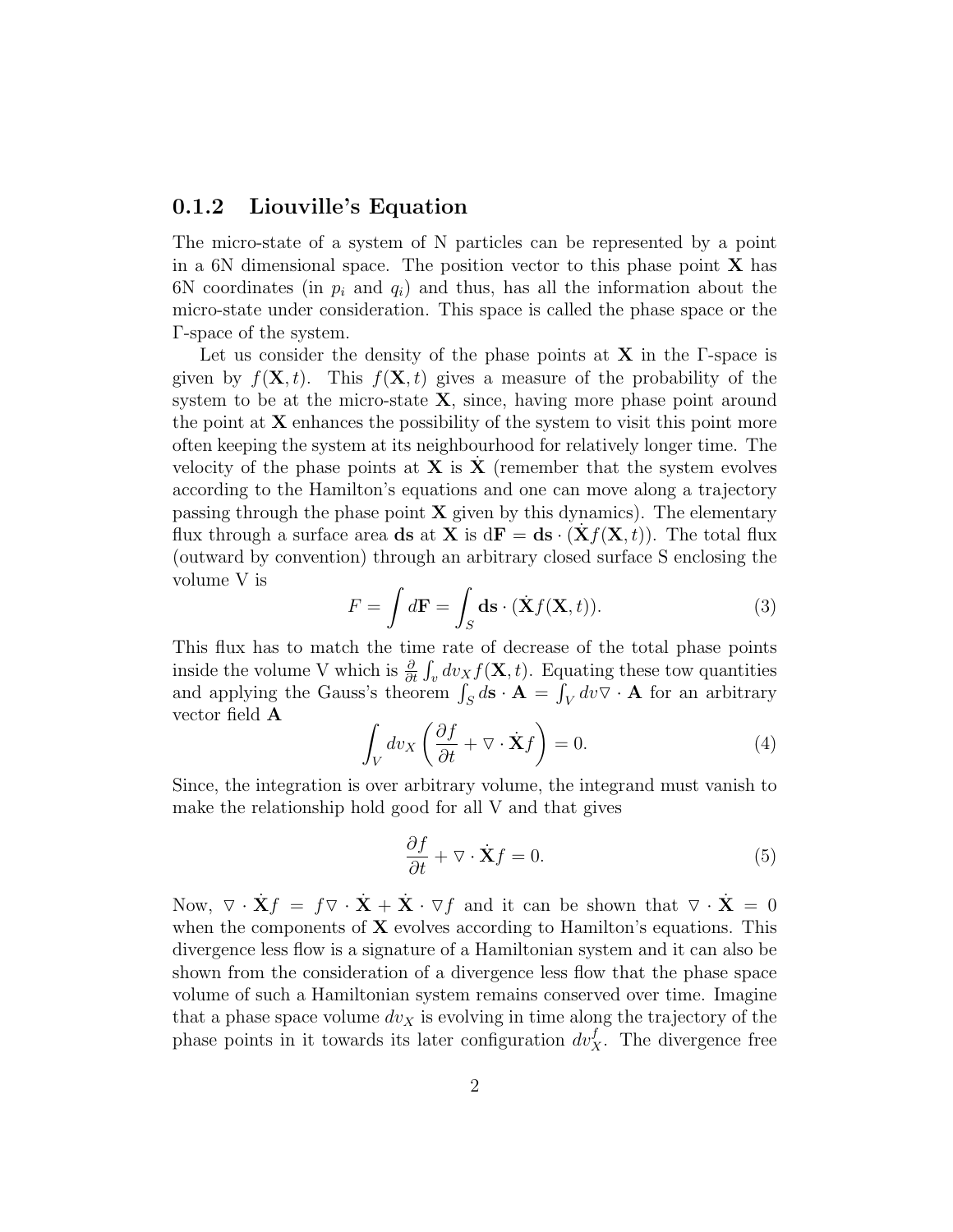### 0.1.2 Liouville's Equation

The micro-state of a system of N particles can be represented by a point in a 6N dimensional space. The position vector to this phase point $\mathbf{X}$ has 6N coordinates (in $p_i$ and $q_i$) and thus, has all the information about the micro-state under consideration. This space is called the phase space or the $\Gamma$-space of the system.

Let us consider the density of the phase points at $\mathbf{X}$ in the $\Gamma$-space is given by $f(\mathbf{X}, t)$. This $f(\mathbf{X}, t)$ gives a measure of the probability of the system to be at the micro-state $\mathbf{X}$, since, having more phase point around the point at $\mathbf{X}$ enhances the possibility of the system to visit this point more often keeping the system at its neighbourhood for relatively longer time. The velocity of the phase points at $\mathbf{X}$ is $\dot{\mathbf{X}}$ (remember that the system evolves according to the Hamilton's equations and one can move along a trajectory passing through the phase point $\mathbf{X}$ given by this dynamics). The elementary flux through a surface area $\mathbf{ds}$ at $\mathbf{X}$ is $\mathrm{d}\mathbf{F} = \mathbf{ds} \cdot (\dot{\mathbf{X}} f(\mathbf{X}, t))$. The total flux (outward by convention) through an arbitrary closed surface S enclosing the volume V is

$$F = \int d\mathbf{F} = \int_S \mathbf{ds} \cdot (\dot{\mathbf{X}} f(\mathbf{X}, t)). \tag{3}$$

This flux has to match the time rate of decrease of the total phase points inside the volume V which is $\frac{\partial}{\partial t} \int_v dv_X f(\mathbf{X}, t)$. Equating these tow quantities and applying the Gauss's theorem $\int_S d\mathbf{s} \cdot \mathbf{A} = \int_V dv \nabla \cdot \mathbf{A}$ for an arbitrary vector field $\mathbf{A}$

$$\int_V dv_X \left( \frac{\partial f}{\partial t} + \nabla \cdot \dot{\mathbf{X}} f \right) = 0. \tag{4}$$

Since, the integration is over arbitrary volume, the integrand must vanish to make the relationship hold good for all V and that gives

$$\frac{\partial f}{\partial t} + \nabla \cdot \dot{\mathbf{X}} f = 0. \tag{5}$$

Now, $\nabla \cdot \dot{\mathbf{X}} f = f \nabla \cdot \dot{\mathbf{X}} + \dot{\mathbf{X}} \cdot \nabla f$ and it can be shown that $\nabla \cdot \dot{\mathbf{X}} = 0$ when the components of $\mathbf{X}$ evolves according to Hamilton's equations. This divergence less flow is a signature of a Hamiltonian system and it can also be shown from the consideration of a divergence less flow that the phase space volume of such a Hamiltonian system remains conserved over time. Imagine that a phase space volume $dv_X$ is evolving in time along the trajectory of the phase points in it towards its later configuration $dv_X^f$. The divergence free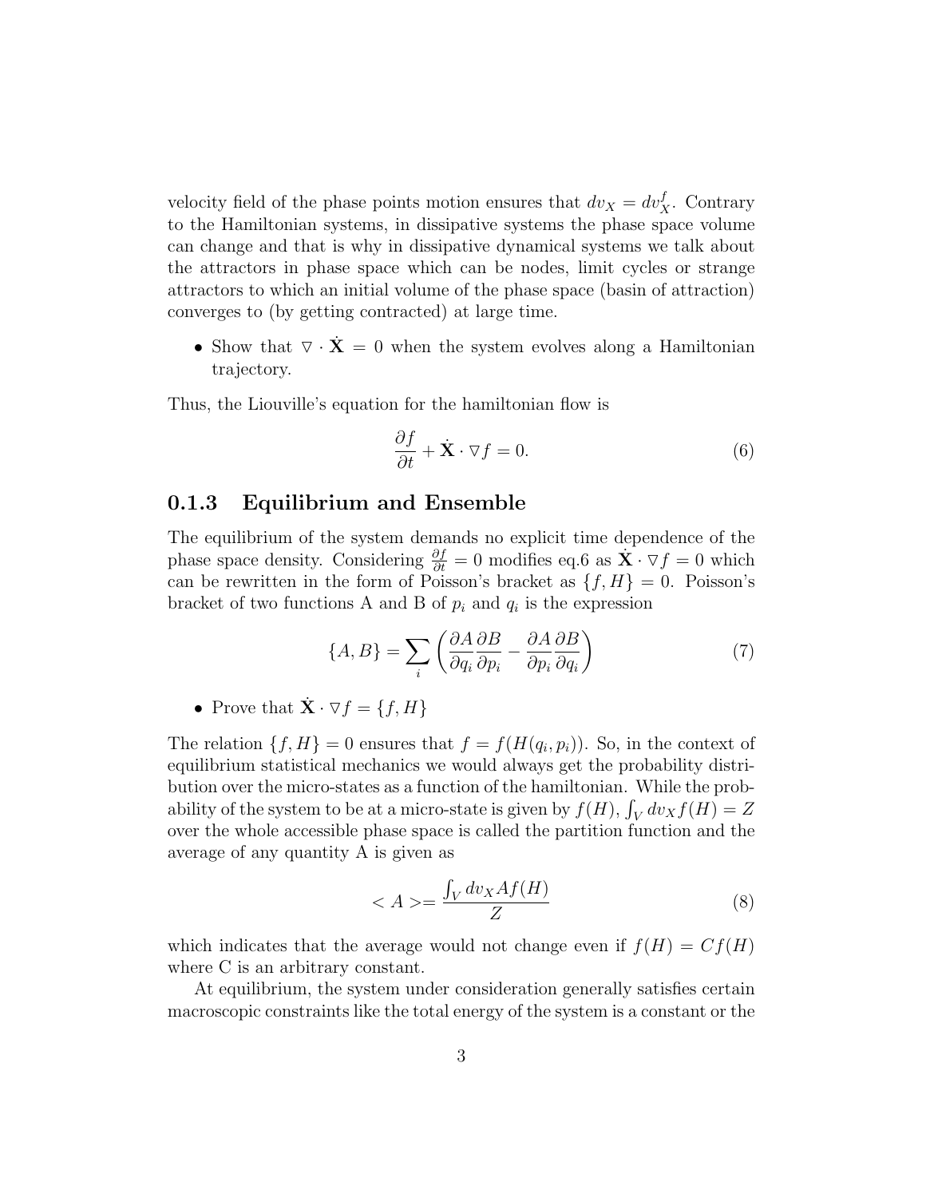velocity field of the phase points motion ensures that $dv_X = dv_X^f$. Contrary to the Hamiltonian systems, in dissipative systems the phase space volume can change and that is why in dissipative dynamical systems we talk about the attractors in phase space which can be nodes, limit cycles or strange attractors to which an initial volume of the phase space (basin of attraction) converges to (by getting contracted) at large time.

- Show that $\triangledown \cdot \dot{\mathbf{X}} = 0$ when the system evolves along a Hamiltonian trajectory.

Thus, the Liouville's equation for the hamiltonian flow is

$$\frac{\partial f}{\partial t} + \dot{\mathbf{X}} \cdot \triangledown f = 0. \tag{6}$$

### 0.1.3 Equilibrium and Ensemble

The equilibrium of the system demands no explicit time dependence of the phase space density. Considering $\frac{\partial f}{\partial t} = 0$ modifies eq.6 as $\dot{\mathbf{X}} \cdot \triangledown f = 0$ which can be rewritten in the form of Poisson's bracket as $\{f, H\} = 0$. Poisson's bracket of two functions A and B of $p_i$ and $q_i$ is the expression

$$\{A, B\} = \sum_i \left( \frac{\partial A}{\partial q_i}\frac{\partial B}{\partial p_i} - \frac{\partial A}{\partial p_i}\frac{\partial B}{\partial q_i} \right) \tag{7}$$

- Prove that $\dot{\mathbf{X}} \cdot \triangledown f = \{f, H\}$

The relation $\{f, H\} = 0$ ensures that $f = f(H(q_i, p_i))$. So, in the context of equilibrium statistical mechanics we would always get the probability distribution over the micro-states as a function of the hamiltonian. While the probability of the system to be at a micro-state is given by $f(H)$, $\int_V dv_X f(H) = Z$ over the whole accessible phase space is called the partition function and the average of any quantity A is given as

$$< A > = \frac{\int_V dv_X A f(H)}{Z} \tag{8}$$

which indicates that the average would not change even if $f(H) = Cf(H)$ where C is an arbitrary constant.

At equilibrium, the system under consideration generally satisfies certain macroscopic constraints like the total energy of the system is a constant or the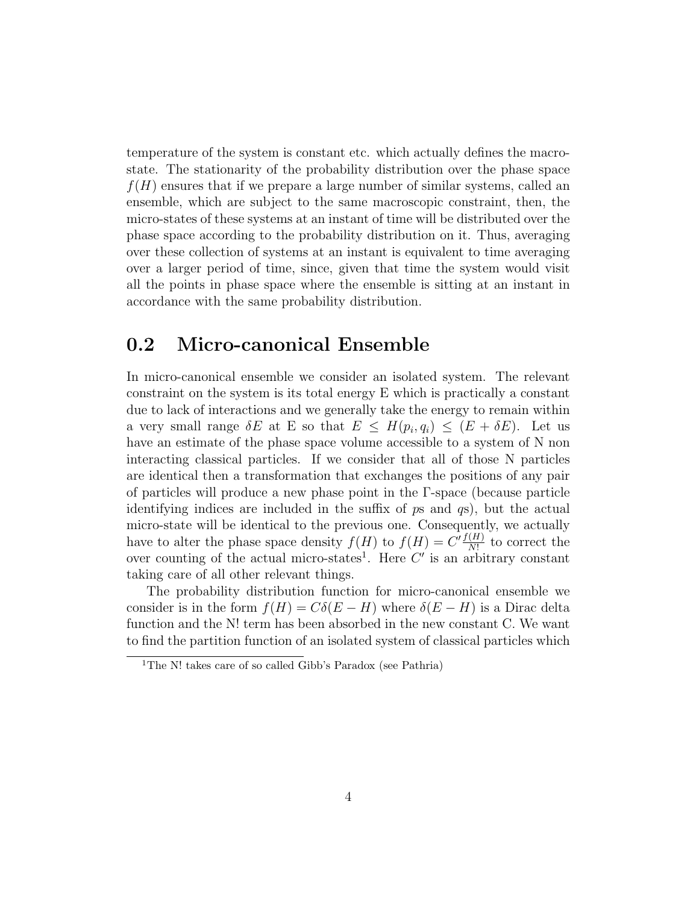temperature of the system is constant etc. which actually defines the macro-state. The stationarity of the probability distribution over the phase space $f(H)$ ensures that if we prepare a large number of similar systems, called an ensemble, which are subject to the same macroscopic constraint, then, the micro-states of these systems at an instant of time will be distributed over the phase space according to the probability distribution on it. Thus, averaging over these collection of systems at an instant is equivalent to time averaging over a larger period of time, since, given that time the system would visit all the points in phase space where the ensemble is sitting at an instant in accordance with the same probability distribution.

## 0.2 Micro-canonical Ensemble

In micro-canonical ensemble we consider an isolated system. The relevant constraint on the system is its total energy E which is practically a constant due to lack of interactions and we generally take the energy to remain within a very small range $\delta E$ at E so that $E \leq H(p_i, q_i) \leq (E + \delta E)$. Let us have an estimate of the phase space volume accessible to a system of N non interacting classical particles. If we consider that all of those N particles are identical then a transformation that exchanges the positions of any pair of particles will produce a new phase point in the $\Gamma$-space (because particle identifying indices are included in the suffix of $p$s and $q$s), but the actual micro-state will be identical to the previous one. Consequently, we actually have to alter the phase space density $f(H)$ to $f(H) = C' \frac{f(H)}{N!}$ to correct the over counting of the actual micro-states[1]. Here $C'$ is an arbitrary constant taking care of all other relevant things.

The probability distribution function for micro-canonical ensemble we consider is in the form $f(H) = C\delta(E - H)$ where $\delta(E - H)$ is a Dirac delta function and the N! term has been absorbed in the new constant C. We want to find the partition function of an isolated system of classical particles which

[1] The N! takes care of so called Gibb's Paradox (see Pathria)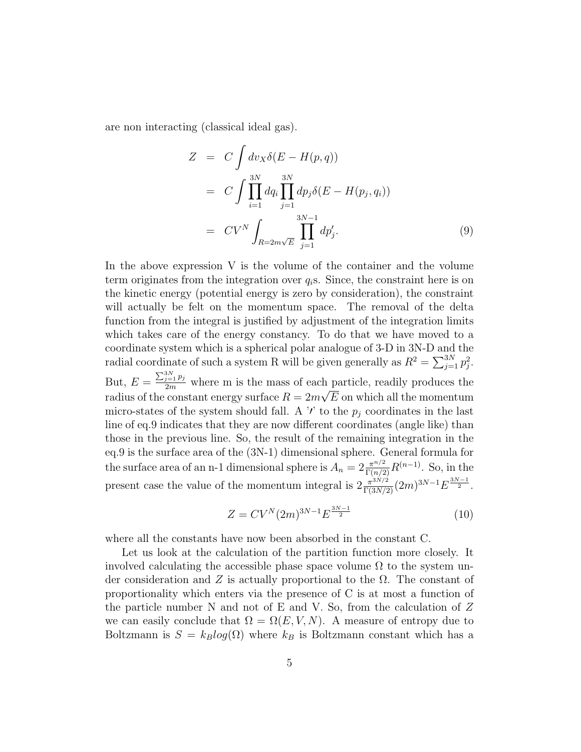are non interacting (classical ideal gas).

$$
\begin{aligned}
Z &= C \int dv_X \delta(E - H(p,q)) \\
&= C \int \prod_{i=1}^{3N} dq_i \prod_{j=1}^{3N} dp_j \delta(E - H(p_j, q_i)) \\
&= CV^N \int_{R=2m\sqrt{E}} \prod_{j=1}^{3N-1} dp'_j. \qquad (9)
\end{aligned}
$$

In the above expression V is the volume of the container and the volume term originates from the integration over $q_i$s. Since, the constraint here is on the kinetic energy (potential energy is zero by consideration), the constraint will actually be felt on the momentum space. The removal of the delta function from the integral is justified by adjustment of the integration limits which takes care of the energy constancy. To do that we have moved to a coordinate system which is a spherical polar analogue of 3-D in 3N-D and the radial coordinate of such a system R will be given generally as $R^2 = \sum_{j=1}^{3N} p_j^2$. But, $E = \frac{\sum_{j=1}^{3N} p_j}{2m}$ where m is the mass of each particle, readily produces the radius of the constant energy surface $R = 2m\sqrt{E}$ on which all the momentum micro-states of the system should fall. A '$\prime$' to the $p_j$ coordinates in the last line of eq.9 indicates that they are now different coordinates (angle like) than those in the previous line. So, the result of the remaining integration in the eq.9 is the surface area of the (3N-1) dimensional sphere. General formula for the surface area of an n-1 dimensional sphere is $A_n = 2\frac{\pi^{n/2}}{\Gamma(n/2)} R^{(n-1)}$. So, in the present case the value of the momentum integral is $2\frac{\pi^{3N/2}}{\Gamma(3N/2)}(2m)^{3N-1}E^{\frac{3N-1}{2}}$.

$$
Z = CV^N (2m)^{3N-1} E^{\frac{3N-1}{2}} \qquad (10)
$$

where all the constants have now been absorbed in the constant C.

Let us look at the calculation of the partition function more closely. It involved calculating the accessible phase space volume $\Omega$ to the system under consideration and $Z$ is actually proportional to the $\Omega$. The constant of proportionality which enters via the presence of C is at most a function of the particle number N and not of E and V. So, from the calculation of $Z$ we can easily conclude that $\Omega = \Omega(E, V, N)$. A measure of entropy due to Boltzmann is $S = k_B log(\Omega)$ where $k_B$ is Boltzmann constant which has a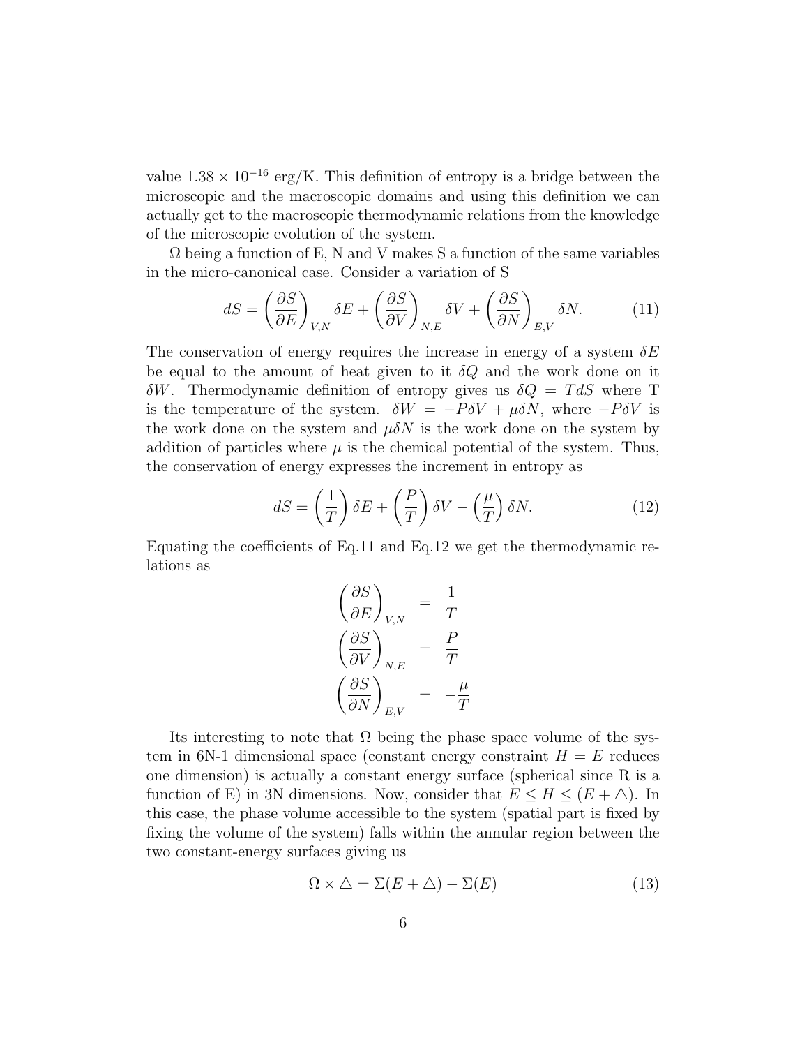value $1.38 \times 10^{-16}$ erg/K. This definition of entropy is a bridge between the microscopic and the macroscopic domains and using this definition we can actually get to the macroscopic thermodynamic relations from the knowledge of the microscopic evolution of the system.

$\Omega$ being a function of E, N and V makes S a function of the same variables in the micro-canonical case. Consider a variation of S

$$dS = \left(\frac{\partial S}{\partial E}\right)_{V,N} \delta E + \left(\frac{\partial S}{\partial V}\right)_{N,E} \delta V + \left(\frac{\partial S}{\partial N}\right)_{E,V} \delta N. \tag{11}$$

The conservation of energy requires the increase in energy of a system $\delta E$ be equal to the amount of heat given to it $\delta Q$ and the work done on it $\delta W$. Thermodynamic definition of entropy gives us $\delta Q = TdS$ where T is the temperature of the system. $\delta W = -P\delta V + \mu \delta N$, where $-P\delta V$ is the work done on the system and $\mu \delta N$ is the work done on the system by addition of particles where $\mu$ is the chemical potential of the system. Thus, the conservation of energy expresses the increment in entropy as

$$dS = \left(\frac{1}{T}\right) \delta E + \left(\frac{P}{T}\right) \delta V - \left(\frac{\mu}{T}\right) \delta N. \tag{12}$$

Equating the coefficients of Eq.11 and Eq.12 we get the thermodynamic relations as

$$\begin{aligned}
\left(\frac{\partial S}{\partial E}\right)_{V,N} &= \frac{1}{T} \\
\left(\frac{\partial S}{\partial V}\right)_{N,E} &= \frac{P}{T} \\
\left(\frac{\partial S}{\partial N}\right)_{E,V} &= -\frac{\mu}{T}
\end{aligned}$$

Its interesting to note that $\Omega$ being the phase space volume of the system in 6N-1 dimensional space (constant energy constraint $H = E$ reduces one dimension) is actually a constant energy surface (spherical since R is a function of E) in 3N dimensions. Now, consider that $E \leq H \leq (E + \triangle)$. In this case, the phase volume accessible to the system (spatial part is fixed by fixing the volume of the system) falls within the annular region between the two constant-energy surfaces giving us

$$\Omega \times \triangle = \Sigma(E + \triangle) - \Sigma(E) \tag{13}$$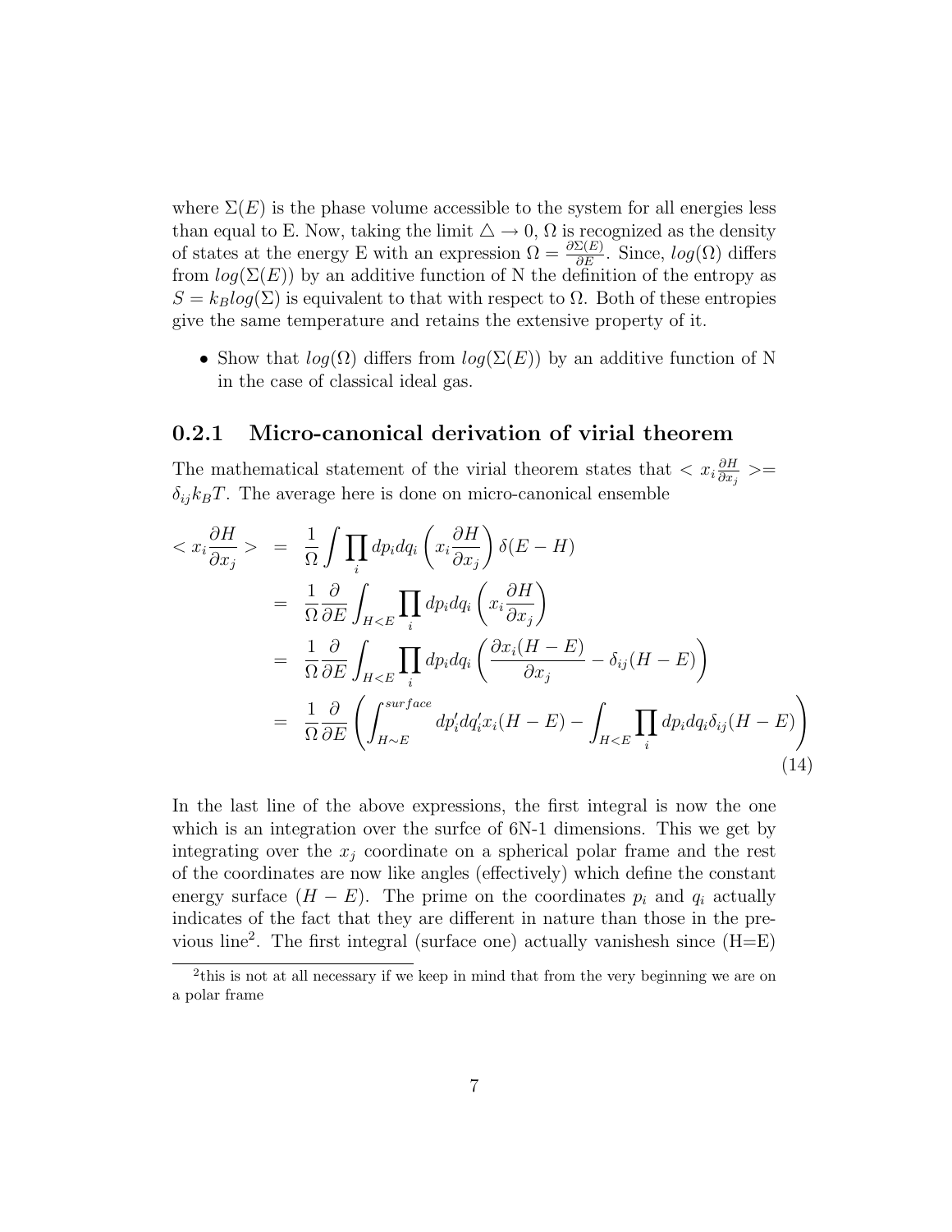where $\Sigma(E)$ is the phase volume accessible to the system for all energies less than equal to E. Now, taking the limit $\triangle \to 0$, $\Omega$ is recognized as the density of states at the energy E with an expression $\Omega = \frac{\partial \Sigma(E)}{\partial E}$. Since, $log(\Omega)$ differs from $log(\Sigma(E))$ by an additive function of N the definition of the entropy as $S = k_B log(\Sigma)$ is equivalent to that with respect to $\Omega$. Both of these entropies give the same temperature and retains the extensive property of it.

- Show that $log(\Omega)$ differs from $log(\Sigma(E))$ by an additive function of N in the case of classical ideal gas.

### 0.2.1 Micro-canonical derivation of virial theorem

The mathematical statement of the virial theorem states that $< x_i \frac{\partial H}{\partial x_j} >= \delta_{ij} k_B T$. The average here is done on micro-canonical ensemble

$$
\begin{aligned}
< x_i \frac{\partial H}{\partial x_j} > &= \frac{1}{\Omega} \int \prod_i dp_i dq_i \left( x_i \frac{\partial H}{\partial x_j} \right) \delta(E - H) \\
&= \frac{1}{\Omega} \frac{\partial}{\partial E} \int_{H<E} \prod_i dp_i dq_i \left( x_i \frac{\partial H}{\partial x_j} \right) \\
&= \frac{1}{\Omega} \frac{\partial}{\partial E} \int_{H<E} \prod_i dp_i dq_i \left( \frac{\partial x_i (H - E)}{\partial x_j} - \delta_{ij} (H - E) \right) \\
&= \frac{1}{\Omega} \frac{\partial}{\partial E} \left( \int_{H \sim E}^{surface} dp_i' dq_i' x_i (H - E) - \int_{H<E} \prod_i dp_i dq_i \delta_{ij} (H - E) \right)
\end{aligned}
\tag{14}
$$

In the last line of the above expressions, the first integral is now the one which is an integration over the surfce of 6N-1 dimensions. This we get by integrating over the $x_j$ coordinate on a spherical polar frame and the rest of the coordinates are now like angles (effectively) which define the constant energy surface $(H - E)$. The prime on the coordinates $p_i$ and $q_i$ actually indicates of the fact that they are different in nature than those in the previous line[2]. The first integral (surface one) actually vanishesh since (H=E)

[2] this is not at all necessary if we keep in mind that from the very beginning we are on a polar frame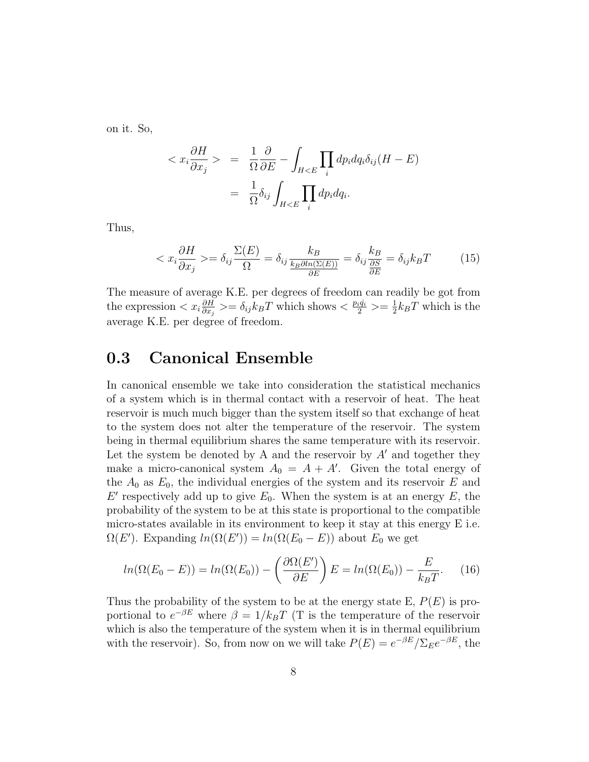on it. So,

$$
\begin{aligned}
< x_i \frac{\partial H}{\partial x_j} > &= \frac{1}{\Omega} \frac{\partial}{\partial E} - \int_{H<E} \prod_i dp_i dq_i \delta_{ij} (H - E) \\
&= \frac{1}{\Omega} \delta_{ij} \int_{H<E} \prod_i dp_i dq_i.
\end{aligned}
$$

Thus,

$$
< x_i \frac{\partial H}{\partial x_j} >= \delta_{ij} \frac{\Sigma(E)}{\Omega} = \delta_{ij} \frac{k_B}{\frac{k_B \partial ln(\Sigma(E))}{\partial E}} = \delta_{ij} \frac{k_B}{\frac{\partial S}{\partial E}} = \delta_{ij} k_B T \tag{15}
$$

The measure of average K.E. per degrees of freedom can readily be got from the expression $< x_i \frac{\partial H}{\partial x_j} >= \delta_{ij} k_B T$ which shows $< \frac{p_i q_i}{2} >= \frac{1}{2} k_B T$ which is the average K.E. per degree of freedom.

## 0.3 Canonical Ensemble

In canonical ensemble we take into consideration the statistical mechanics of a system which is in thermal contact with a reservoir of heat. The heat reservoir is much much bigger than the system itself so that exchange of heat to the system does not alter the temperature of the reservoir. The system being in thermal equilibrium shares the same temperature with its reservoir. Let the system be denoted by A and the reservoir by $A'$ and together they make a micro-canonical system $A_0 = A + A'$. Given the total energy of the $A_0$ as $E_0$, the individual energies of the system and its reservoir $E$ and $E'$ respectively add up to give $E_0$. When the system is at an energy $E$, the probability of the system to be at this state is proportional to the compatible micro-states available in its environment to keep it stay at this energy E i.e. $\Omega(E')$. Expanding $ln(\Omega(E')) = ln(\Omega(E_0 - E))$ about $E_0$ we get

$$
ln(\Omega(E_0 - E)) = ln(\Omega(E_0)) - \left( \frac{\partial \Omega(E')}{\partial E} \right) E = ln(\Omega(E_0)) - \frac{E}{k_B T}. \tag{16}
$$

Thus the probability of the system to be at the energy state E, $P(E)$ is proportional to $e^{-\beta E}$ where $\beta = 1/k_B T$ (T is the temperature of the reservoir which is also the temperature of the system when it is in thermal equilibrium with the reservoir). So, from now on we will take $P(E) = e^{-\beta E} / \Sigma_E e^{-\beta E}$, the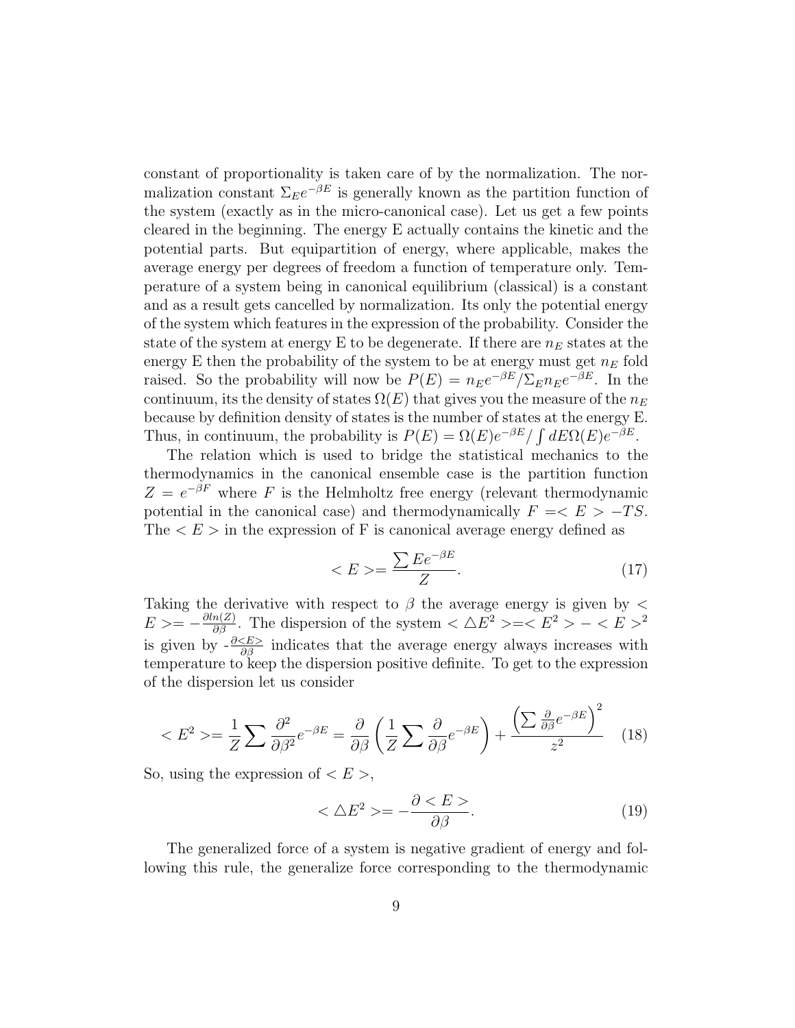constant of proportionality is taken care of by the normalization. The normalization constant $\Sigma_E e^{-\beta E}$ is generally known as the partition function of the system (exactly as in the micro-canonical case). Let us get a few points cleared in the beginning. The energy E actually contains the kinetic and the potential parts. But equipartition of energy, where applicable, makes the average energy per degrees of freedom a function of temperature only. Temperature of a system being in canonical equilibrium (classical) is a constant and as a result gets cancelled by normalization. Its only the potential energy of the system which features in the expression of the probability. Consider the state of the system at energy E to be degenerate. If there are $n_E$ states at the energy E then the probability of the system to be at energy must get $n_E$ fold raised. So the probability will now be $P(E) = n_E e^{-\beta E}/\Sigma_E n_E e^{-\beta E}$. In the continuum, its the density of states $\Omega(E)$ that gives you the measure of the $n_E$ because by definition density of states is the number of states at the energy E. Thus, in continuum, the probability is $P(E) = \Omega(E)e^{-\beta E}/\int dE\Omega(E)e^{-\beta E}$.

The relation which is used to bridge the statistical mechanics to the thermodynamics in the canonical ensemble case is the partition function $Z = e^{-\beta F}$ where $F$ is the Helmholtz free energy (relevant thermodynamic potential in the canonical case) and thermodynamically $F =< E > -TS$. The $< E >$ in the expression of F is canonical average energy defined as

$$< E >= \frac{\sum E e^{-\beta E}}{Z}. \tag{17}$$

Taking the derivative with respect to $\beta$ the average energy is given by $< E >= -\frac{\partial ln(Z)}{\partial \beta}$. The dispersion of the system $< \triangle E^2 >=< E^2 > - < E >^2$ is given by -$\frac{\partial < E >}{\partial \beta}$ indicates that the average energy always increases with temperature to keep the dispersion positive definite. To get to the expression of the dispersion let us consider

$$< E^2 >= \frac{1}{Z}\sum \frac{\partial^2}{\partial \beta^2}e^{-\beta E} = \frac{\partial}{\partial \beta}\left(\frac{1}{Z}\sum \frac{\partial}{\partial \beta}e^{-\beta E}\right) + \frac{\left(\sum \frac{\partial}{\partial \beta}e^{-\beta E}\right)^2}{z^2} \tag{18}$$

So, using the expression of $< E >$,

$$< \triangle E^2 >= -\frac{\partial < E >}{\partial \beta}. \tag{19}$$

The generalized force of a system is negative gradient of energy and following this rule, the generalize force corresponding to the thermodynamic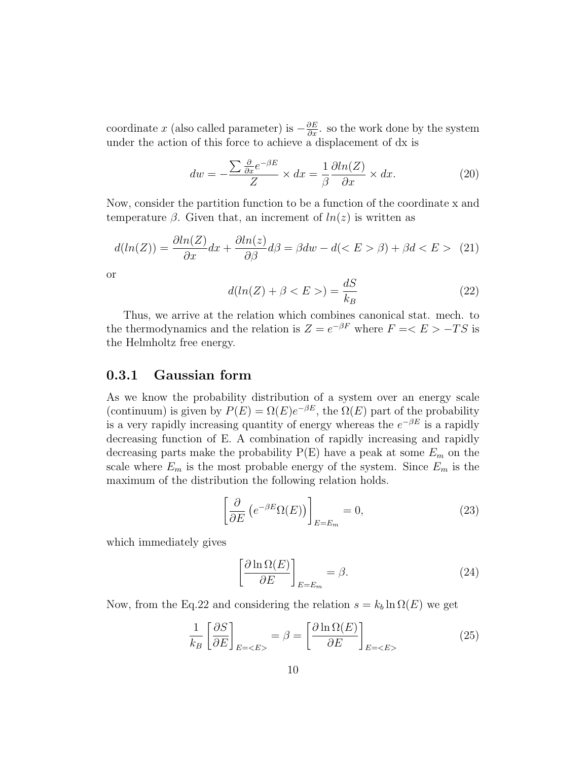coordinate $x$ (also called parameter) is $-\frac{\partial E}{\partial x}$. so the work done by the system under the action of this force to achieve a displacement of dx is

$$dw = -\frac{\sum \frac{\partial}{\partial x} e^{-\beta E}}{Z} \times dx = \frac{1}{\beta} \frac{\partial ln(Z)}{\partial x} \times dx. \tag{20}$$

Now, consider the partition function to be a function of the coordinate x and temperature $\beta$. Given that, an increment of $ln(z)$ is written as

$$d(ln(Z)) = \frac{\partial ln(Z)}{\partial x} dx + \frac{\partial ln(z)}{\partial \beta} d\beta = \beta dw - d(<E>\beta) + \beta d <E> \tag{21}$$

or

$$d(ln(Z) + \beta <E>) = \frac{dS}{k_B} \tag{22}$$

Thus, we arrive at the relation which combines canonical stat. mech. to the thermodynamics and the relation is $Z = e^{-\beta F}$ where $F = <E> - TS$ is the Helmholtz free energy.

### 0.3.1 Gaussian form

As we know the probability distribution of a system over an energy scale (continuum) is given by $P(E) = \Omega(E) e^{-\beta E}$, the $\Omega(E)$ part of the probability is a very rapidly increasing quantity of energy whereas the $e^{-\beta E}$ is a rapidly decreasing function of E. A combination of rapidly increasing and rapidly decreasing parts make the probability P(E) have a peak at some $E_m$ on the scale where $E_m$ is the most probable energy of the system. Since $E_m$ is the maximum of the distribution the following relation holds.

$$\left[\frac{\partial}{\partial E}\left(e^{-\beta E}\Omega(E)\right)\right]_{E=E_m} = 0, \tag{23}$$

which immediately gives

$$\left[\frac{\partial \ln \Omega(E)}{\partial E}\right]_{E=E_m} = \beta. \tag{24}$$

Now, from the Eq.22 and considering the relation $s = k_b \ln \Omega(E)$ we get

$$\frac{1}{k_B}\left[\frac{\partial S}{\partial E}\right]_{E=<E>} = \beta = \left[\frac{\partial \ln \Omega(E)}{\partial E}\right]_{E=<E>} \tag{25}$$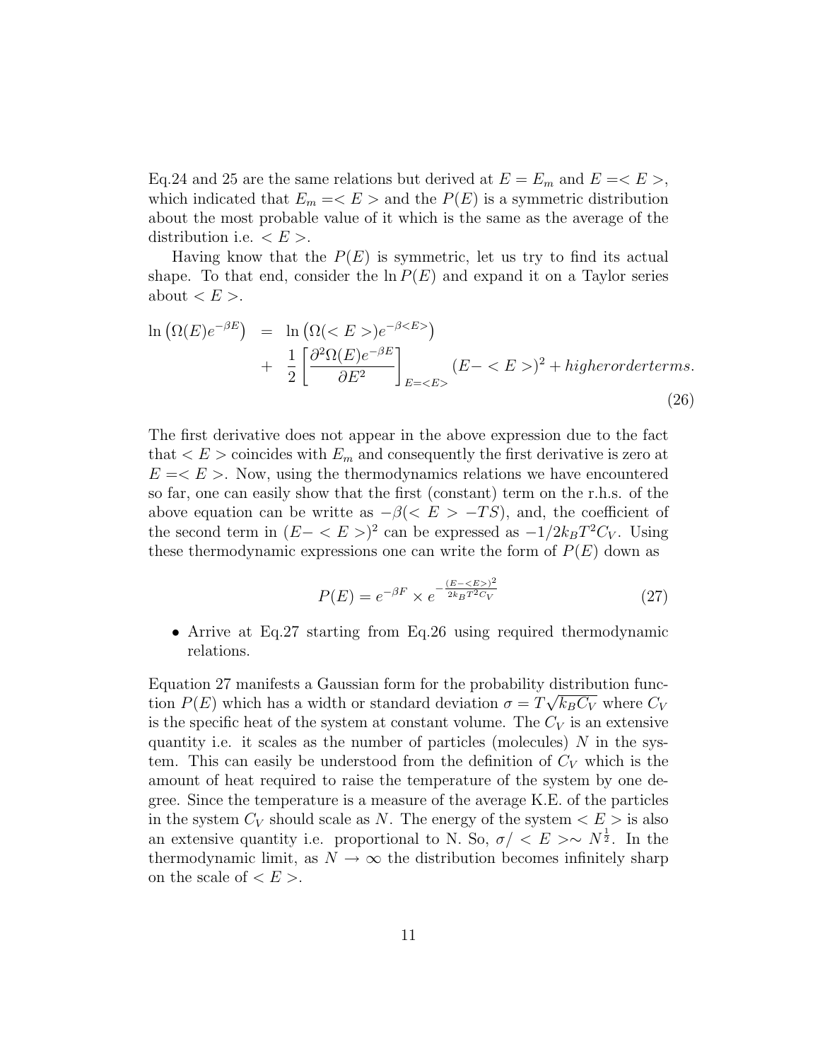Eq.24 and 25 are the same relations but derived at $E = E_m$ and $E = < E >$, which indicated that $E_m = < E >$ and the $P(E)$ is a symmetric distribution about the most probable value of it which is the same as the average of the distribution i.e. $< E >$.

Having know that the $P(E)$ is symmetric, let us try to find its actual shape. To that end, consider the $\ln P(E)$ and expand it on a Taylor series about $< E >$.

$$
\begin{aligned}
\ln \left(\Omega(E)e^{-\beta E}\right) &= \ln \left(\Omega(< E >)e^{-\beta < E >}\right) \\
&+ \frac{1}{2}\left[\frac{\partial^2 \Omega(E)e^{-\beta E}}{\partial E^2}\right]_{E=<E>} (E- < E >)^2 + higher order terms.
\end{aligned} \tag{26}
$$

The first derivative does not appear in the above expression due to the fact that $< E >$ coincides with $E_m$ and consequently the first derivative is zero at $E = < E >$. Now, using the thermodynamics relations we have encountered so far, one can easily show that the first (constant) term on the r.h.s. of the above equation can be writte as $-\beta(< E > -TS)$, and, the coefficient of the second term in $(E- < E >)^2$ can be expressed as $-1/2k_B T^2 C_V$. Using these thermodynamic expressions one can write the form of $P(E)$ down as

$$
P(E) = e^{-\beta F} \times e^{-\frac{(E-<E>)^2}{2k_B T^2 C_V}} \tag{27}
$$

- Arrive at Eq.27 starting from Eq.26 using required thermodynamic relations.

Equation 27 manifests a Gaussian form for the probability distribution function $P(E)$ which has a width or standard deviation $\sigma = T\sqrt{k_B C_V}$ where $C_V$ is the specific heat of the system at constant volume. The $C_V$ is an extensive quantity i.e. it scales as the number of particles (molecules) $N$ in the system. This can easily be understood from the definition of $C_V$ which is the amount of heat required to raise the temperature of the system by one degree. Since the temperature is a measure of the average K.E. of the particles in the system $C_V$ should scale as $N$. The energy of the system $< E >$ is also an extensive quantity i.e. proportional to N. So, $\sigma / < E > \sim N^{\frac{1}{2}}$. In the thermodynamic limit, as $N \to \infty$ the distribution becomes infinitely sharp on the scale of $< E >$.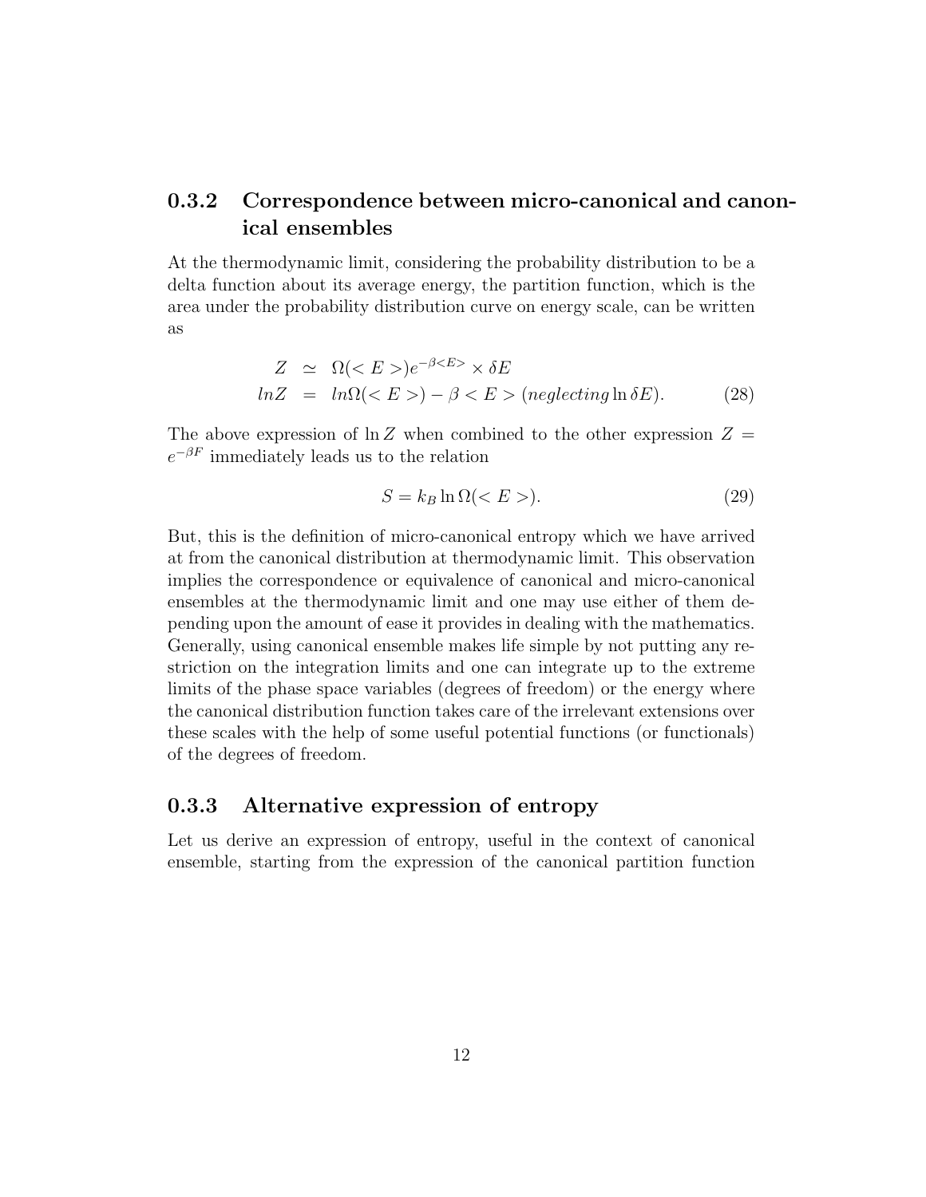### 0.3.2 Correspondence between micro-canonical and canonical ensembles

At the thermodynamic limit, considering the probability distribution to be a delta function about its average energy, the partition function, which is the area under the probability distribution curve on energy scale, can be written as

$$
\begin{aligned}
Z &\simeq \Omega(<E>)e^{-\beta<E>} \times \delta E \\
lnZ &= ln\Omega(<E>) - \beta <E> \; (neglecting \ln \delta E).
\end{aligned} \tag{28}
$$

The above expression of $\ln Z$ when combined to the other expression $Z = e^{-\beta F}$ immediately leads us to the relation

$$
S = k_B \ln \Omega(<E>). \tag{29}
$$

But, this is the definition of micro-canonical entropy which we have arrived at from the canonical distribution at thermodynamic limit. This observation implies the correspondence or equivalence of canonical and micro-canonical ensembles at the thermodynamic limit and one may use either of them depending upon the amount of ease it provides in dealing with the mathematics. Generally, using canonical ensemble makes life simple by not putting any restriction on the integration limits and one can integrate up to the extreme limits of the phase space variables (degrees of freedom) or the energy where the canonical distribution function takes care of the irrelevant extensions over these scales with the help of some useful potential functions (or functionals) of the degrees of freedom.

### 0.3.3 Alternative expression of entropy

Let us derive an expression of entropy, useful in the context of canonical ensemble, starting from the expression of the canonical partition function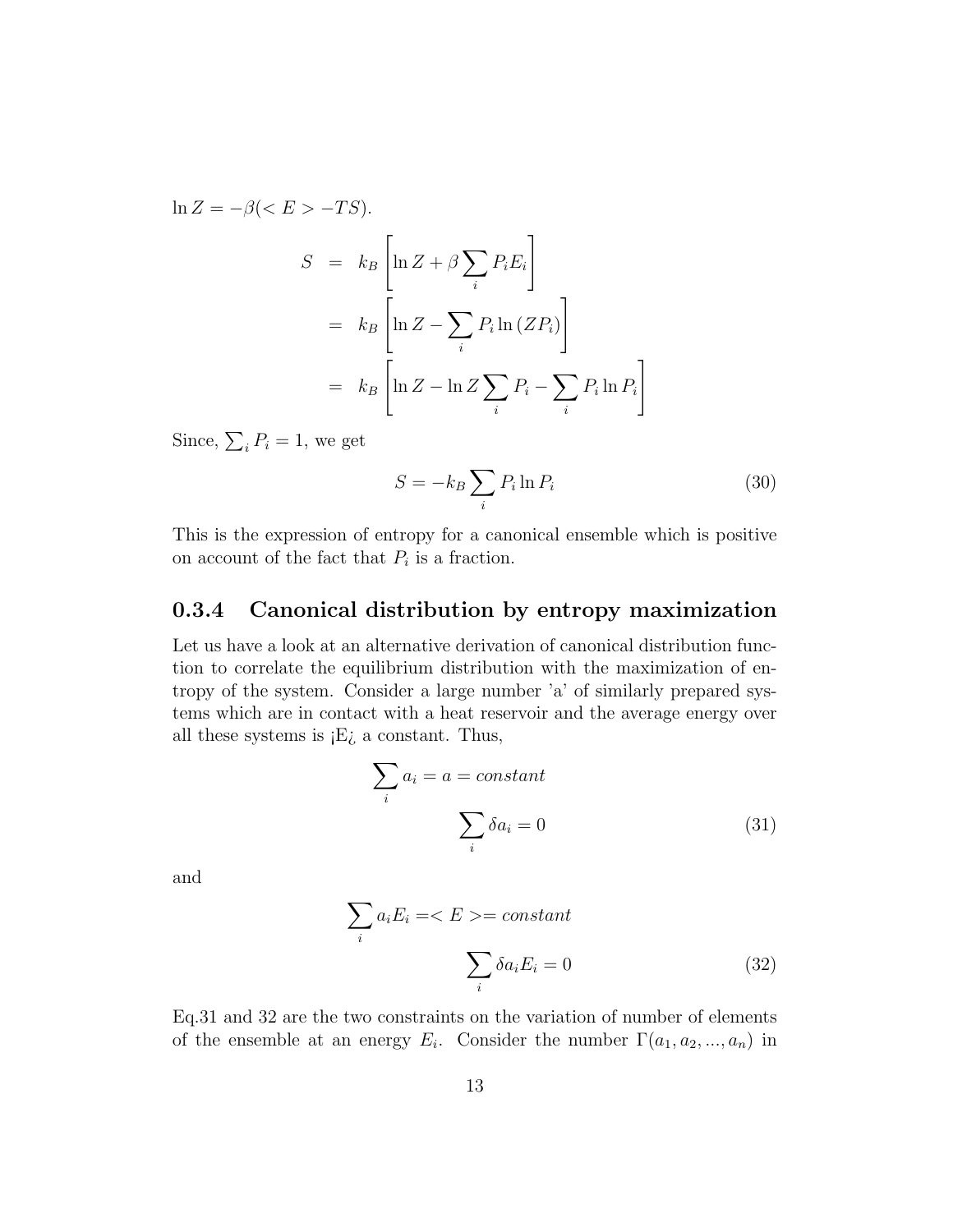$\ln Z = -\beta(< E > -TS)$.

$$
\begin{aligned}
S &= k_B \left[ \ln Z + \beta \sum_i P_i E_i \right] \\
&= k_B \left[ \ln Z - \sum_i P_i \ln (Z P_i) \right] \\
&= k_B \left[ \ln Z - \ln Z \sum_i P_i - \sum_i P_i \ln P_i \right]
\end{aligned}
$$

Since, $\sum_i P_i = 1$, we get

$$
S = -k_B \sum_i P_i \ln P_i \tag{30}
$$

This is the expression of entropy for a canonical ensemble which is positive on account of the fact that $P_i$ is a fraction.

### 0.3.4 Canonical distribution by entropy maximization

Let us have a look at an alternative derivation of canonical distribution function to correlate the equilibrium distribution with the maximization of entropy of the system. Consider a large number 'a' of similarly prepared systems which are in contact with a heat reservoir and the average energy over all these systems is ¡E¿ a constant. Thus,

$$
\sum_i a_i = a = constant
$$

$$
\sum_i \delta a_i = 0 \tag{31}
$$

and

$$
\sum_i a_i E_i =< E >= constant
$$

$$
\sum_i \delta a_i E_i = 0 \tag{32}
$$

Eq.31 and 32 are the two constraints on the variation of number of elements of the ensemble at an energy $E_i$. Consider the number $\Gamma(a_1, a_2, ..., a_n)$ in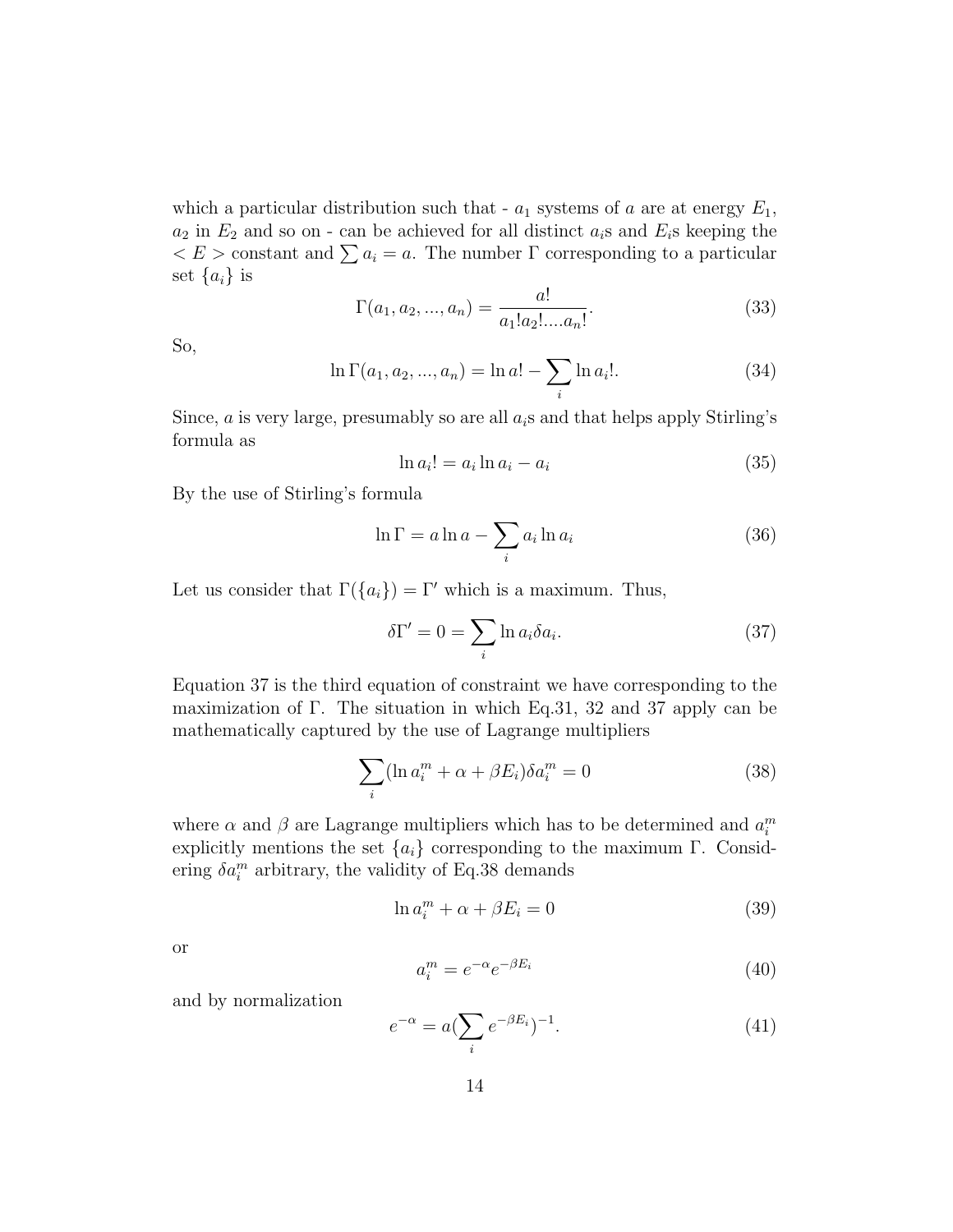which a particular distribution such that - $a_1$ systems of $a$ are at energy $E_1$, $a_2$ in $E_2$ and so on - can be achieved for all distinct $a_i$s and $E_i$s keeping the $< E >$ constant and $\sum a_i = a$. The number $\Gamma$ corresponding to a particular set $\{a_i\}$ is

$$\Gamma(a_1, a_2, ..., a_n) = \frac{a!}{a_1!a_2!....a_n!}. \tag{33}$$

So,

$$\ln \Gamma(a_1, a_2, ..., a_n) = \ln a! - \sum_i \ln a_i!. \tag{34}$$

Since, $a$ is very large, presumably so are all $a_i$s and that helps apply Stirling's formula as

$$\ln a_i! = a_i \ln a_i - a_i \tag{35}$$

By the use of Stirling's formula

$$\ln \Gamma = a \ln a - \sum_i a_i \ln a_i \tag{36}$$

Let us consider that $\Gamma(\{a_i\}) = \Gamma'$ which is a maximum. Thus,

$$\delta\Gamma' = 0 = \sum_i \ln a_i \delta a_i. \tag{37}$$

Equation 37 is the third equation of constraint we have corresponding to the maximization of $\Gamma$. The situation in which Eq.31, 32 and 37 apply can be mathematically captured by the use of Lagrange multipliers

$$\sum_i (\ln a_i^m + \alpha + \beta E_i)\delta a_i^m = 0 \tag{38}$$

where $\alpha$ and $\beta$ are Lagrange multipliers which has to be determined and $a_i^m$ explicitly mentions the set $\{a_i\}$ corresponding to the maximum $\Gamma$. Considering $\delta a_i^m$ arbitrary, the validity of Eq.38 demands

$$\ln a_i^m + \alpha + \beta E_i = 0 \tag{39}$$

or

$$a_i^m = e^{-\alpha} e^{-\beta E_i} \tag{40}$$

and by normalization

$$e^{-\alpha} = a(\sum_i e^{-\beta E_i})^{-1}. \tag{41}$$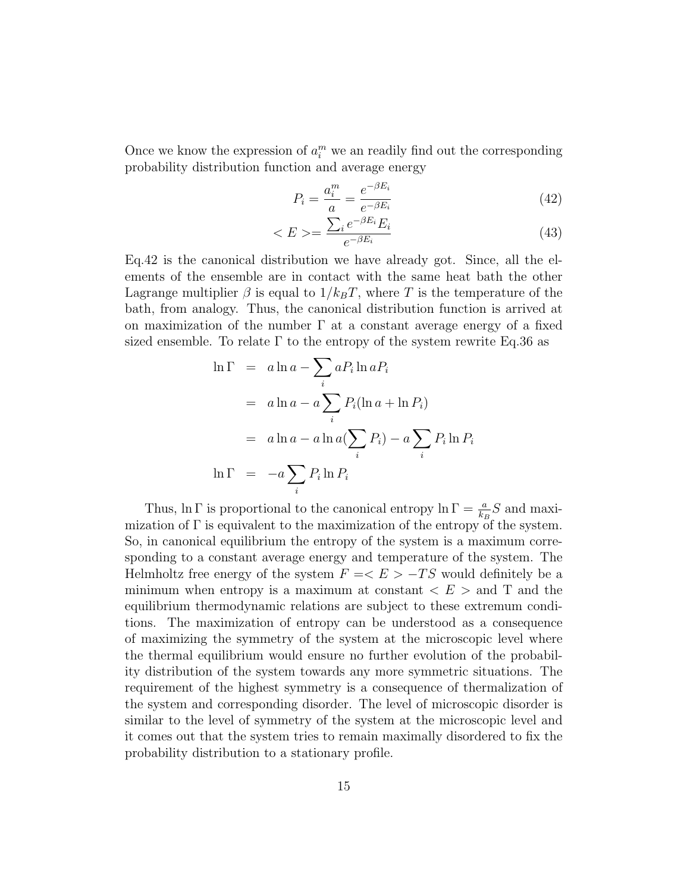Once we know the expression of $a_i^m$ we an readily find out the corresponding probability distribution function and average energy

$$P_i = \frac{a_i^m}{a} = \frac{e^{-\beta E_i}}{e^{-\beta E_i}} \tag{42}$$

$$< E >= \frac{\sum_i e^{-\beta E_i} E_i}{e^{-\beta E_i}} \tag{43}$$

Eq.42 is the canonical distribution we have already got. Since, all the elements of the ensemble are in contact with the same heat bath the other Lagrange multiplier $\beta$ is equal to $1/k_B T$, where $T$ is the temperature of the bath, from analogy. Thus, the canonical distribution function is arrived at on maximization of the number $\Gamma$ at a constant average energy of a fixed sized ensemble. To relate $\Gamma$ to the entropy of the system rewrite Eq.36 as

$$\begin{aligned}
\ln \Gamma &= a \ln a - \sum_i a P_i \ln a P_i \\
&= a \ln a - a \sum_i P_i (\ln a + \ln P_i) \\
&= a \ln a - a \ln a (\sum_i P_i) - a \sum_i P_i \ln P_i \\
\ln \Gamma &= -a \sum_i P_i \ln P_i
\end{aligned}$$

Thus, $\ln \Gamma$ is proportional to the canonical entropy $\ln \Gamma = \frac{a}{k_B} S$ and maximization of $\Gamma$ is equivalent to the maximization of the entropy of the system. So, in canonical equilibrium the entropy of the system is a maximum corresponding to a constant average energy and temperature of the system. The Helmholtz free energy of the system $F =< E > -TS$ would definitely be a minimum when entropy is a maximum at constant $< E >$ and T and the equilibrium thermodynamic relations are subject to these extremum conditions. The maximization of entropy can be understood as a consequence of maximizing the symmetry of the system at the microscopic level where the thermal equilibrium would ensure no further evolution of the probability distribution of the system towards any more symmetric situations. The requirement of the highest symmetry is a consequence of thermalization of the system and corresponding disorder. The level of microscopic disorder is similar to the level of symmetry of the system at the microscopic level and it comes out that the system tries to remain maximally disordered to fix the probability distribution to a stationary profile.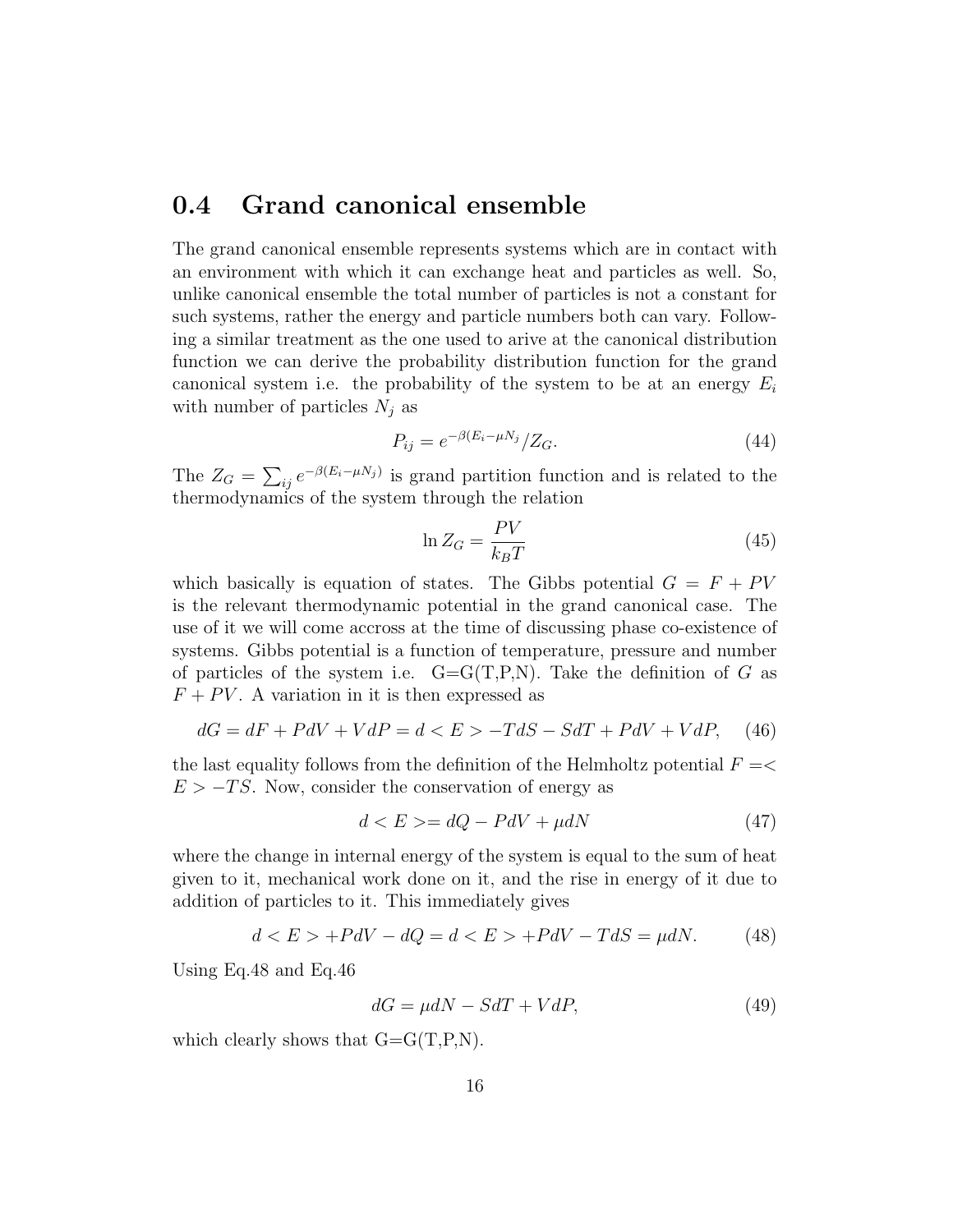## 0.4 Grand canonical ensemble

The grand canonical ensemble represents systems which are in contact with an environment with which it can exchange heat and particles as well. So, unlike canonical ensemble the total number of particles is not a constant for such systems, rather the energy and particle numbers both can vary. Following a similar treatment as the one used to arive at the canonical distribution function we can derive the probability distribution function for the grand canonical system i.e. the probability of the system to be at an energy $E_i$ with number of particles $N_j$ as

$$P_{ij} = e^{-\beta(E_i - \mu N_j)}/Z_G. \tag{44}$$

The $Z_G = \sum_{ij} e^{-\beta(E_i - \mu N_j)}$ is grand partition function and is related to the thermodynamics of the system through the relation

$$\ln Z_G = \frac{PV}{k_B T} \tag{45}$$

which basically is equation of states. The Gibbs potential $G = F + PV$ is the relevant thermodynamic potential in the grand canonical case. The use of it we will come accross at the time of discussing phase co-existence of systems. Gibbs potential is a function of temperature, pressure and number of particles of the system i.e. G=G(T,P,N). Take the definition of $G$ as $F + PV$. A variation in it is then expressed as

$$dG = dF + PdV + VdP = d < E > -TdS - SdT + PdV + VdP, \tag{46}$$

the last equality follows from the definition of the Helmholtz potential $F =< E > -TS$. Now, consider the conservation of energy as

$$d < E >= dQ - PdV + \mu dN \tag{47}$$

where the change in internal energy of the system is equal to the sum of heat given to it, mechanical work done on it, and the rise in energy of it due to addition of particles to it. This immediately gives

$$d < E > +PdV - dQ = d < E > +PdV - TdS = \mu dN. \tag{48}$$

Using Eq.48 and Eq.46

$$dG = \mu dN - SdT + VdP, \tag{49}$$

which clearly shows that G=G(T,P,N).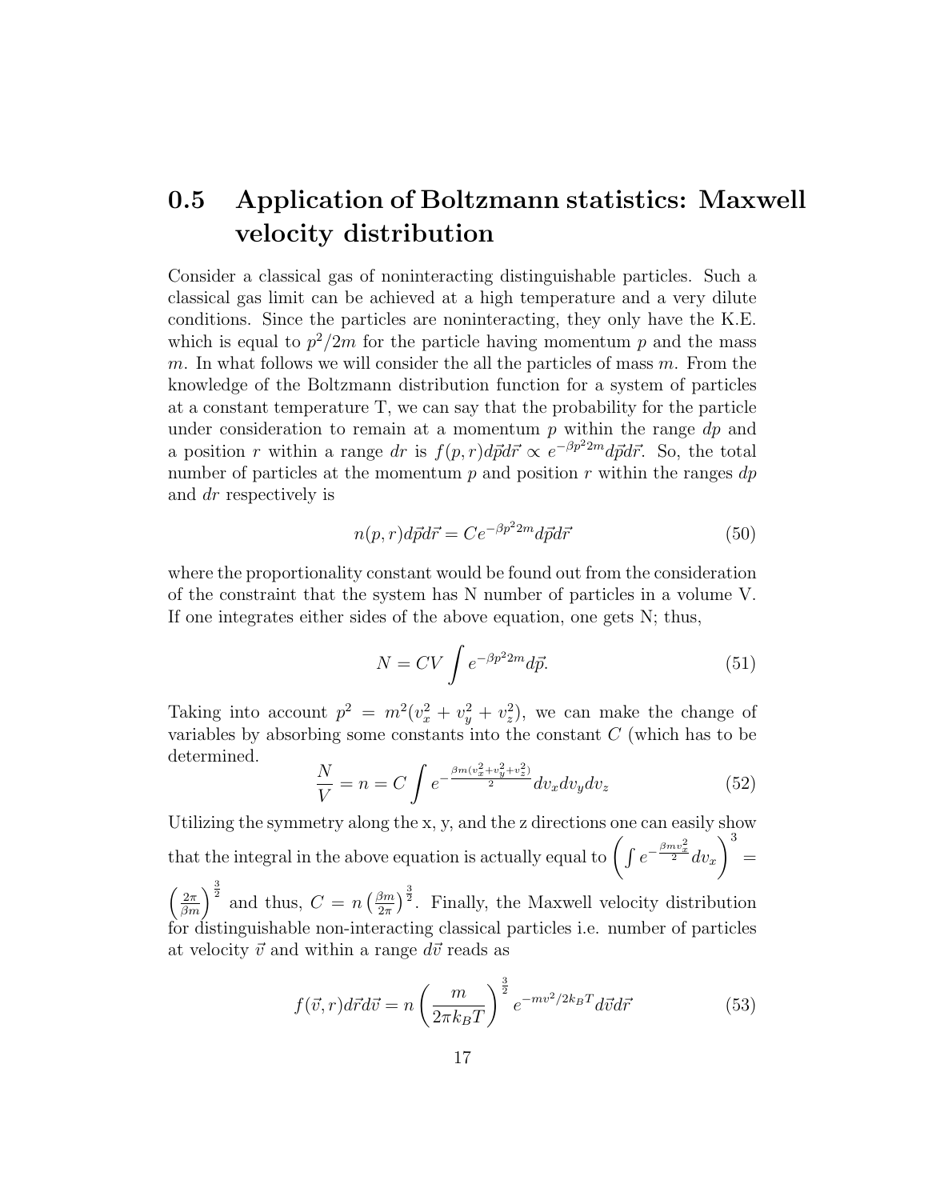## 0.5 Application of Boltzmann statistics: Maxwell velocity distribution

Consider a classical gas of noninteracting distinguishable particles. Such a classical gas limit can be achieved at a high temperature and a very dilute conditions. Since the particles are noninteracting, they only have the K.E. which is equal to $p^2/2m$ for the particle having momentum $p$ and the mass $m$. In what follows we will consider the all the particles of mass $m$. From the knowledge of the Boltzmann distribution function for a system of particles at a constant temperature T, we can say that the probability for the particle under consideration to remain at a momentum $p$ within the range $dp$ and a position $r$ within a range $dr$ is $f(p,r)d\vec{p}d\vec{r} \propto e^{-\beta p^2 2m}d\vec{p}d\vec{r}$. So, the total number of particles at the momentum $p$ and position $r$ within the ranges $dp$ and $dr$ respectively is

$$n(p,r)d\vec{p}d\vec{r} = Ce^{-\beta p^2 2m}d\vec{p}d\vec{r} \tag{50}$$

where the proportionality constant would be found out from the consideration of the constraint that the system has N number of particles in a volume V. If one integrates either sides of the above equation, one gets N; thus,

$$N = CV\int e^{-\beta p^2 2m}d\vec{p}. \tag{51}$$

Taking into account $p^2 = m^2(v_x^2 + v_y^2 + v_z^2)$, we can make the change of variables by absorbing some constants into the constant $C$ (which has to be determined.

$$\frac{N}{V} = n = C\int e^{-\frac{\beta m(v_x^2+v_y^2+v_z^2)}{2}}dv_x dv_y dv_z \tag{52}$$

Utilizing the symmetry along the x, y, and the z directions one can easily show that the integral in the above equation is actually equal to $\left(\int e^{-\frac{\beta m v_x^2}{2}}dv_x\right)^3 = \left(\frac{2\pi}{\beta m}\right)^{\frac{3}{2}}$ and thus, $C = n\left(\frac{\beta m}{2\pi}\right)^{\frac{3}{2}}$. Finally, the Maxwell velocity distribution for distinguishable non-interacting classical particles i.e. number of particles at velocity $\vec{v}$ and within a range $d\vec{v}$ reads as

$$f(\vec{v},r)d\vec{r}d\vec{v} = n\left(\frac{m}{2\pi k_B T}\right)^{\frac{3}{2}}e^{-mv^2/2k_BT}d\vec{v}d\vec{r} \tag{53}$$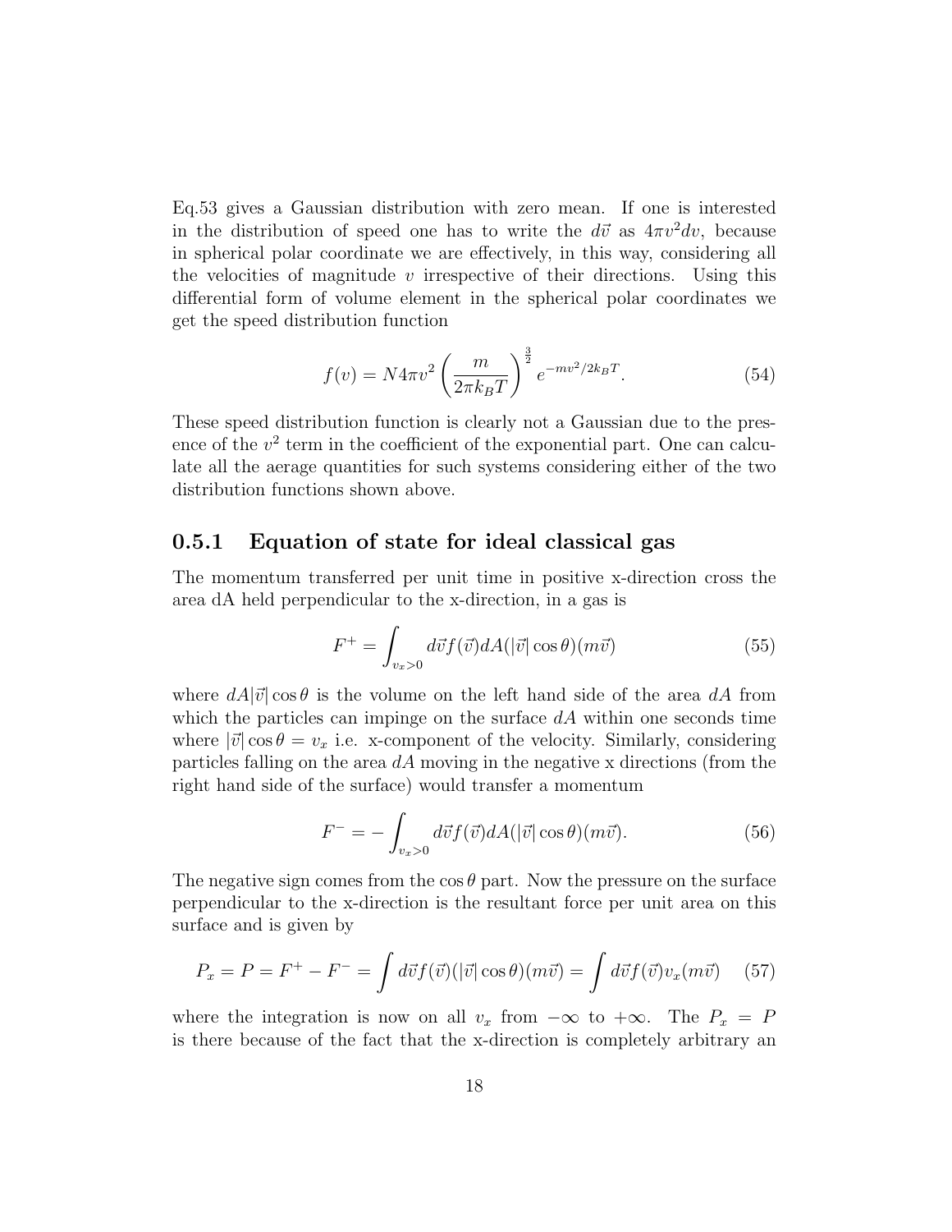Eq.53 gives a Gaussian distribution with zero mean. If one is interested in the distribution of speed one has to write the $d\vec{v}$ as $4\pi v^2 dv$, because in spherical polar coordinate we are effectively, in this way, considering all the velocities of magnitude $v$ irrespective of their directions. Using this differential form of volume element in the spherical polar coordinates we get the speed distribution function

$$f(v) = N4\pi v^2 \left(\frac{m}{2\pi k_B T}\right)^{\frac{3}{2}} e^{-mv^2/2k_B T}. \tag{54}$$

These speed distribution function is clearly not a Gaussian due to the presence of the $v^2$ term in the coefficient of the exponential part. One can calculate all the aerage quantities for such systems considering either of the two distribution functions shown above.

### 0.5.1 Equation of state for ideal classical gas

The momentum transferred per unit time in positive x-direction cross the area dA held perpendicular to the x-direction, in a gas is

$$F^{+} = \int_{v_x > 0} d\vec{v} f(\vec{v}) dA(|\vec{v}|\cos\theta)(m\vec{v}) \tag{55}$$

where $dA|\vec{v}|\cos\theta$ is the volume on the left hand side of the area $dA$ from which the particles can impinge on the surface $dA$ within one seconds time where $|\vec{v}|\cos\theta = v_x$ i.e. x-component of the velocity. Similarly, considering particles falling on the area $dA$ moving in the negative x directions (from the right hand side of the surface) would transfer a momentum

$$F^{-} = -\int_{v_x > 0} d\vec{v} f(\vec{v}) dA(|\vec{v}|\cos\theta)(m\vec{v}). \tag{56}$$

The negative sign comes from the $\cos\theta$ part. Now the pressure on the surface perpendicular to the x-direction is the resultant force per unit area on this surface and is given by

$$P_x = P = F^{+} - F^{-} = \int d\vec{v} f(\vec{v})(|\vec{v}|\cos\theta)(m\vec{v}) = \int d\vec{v} f(\vec{v}) v_x (m\vec{v}) \tag{57}$$

where the integration is now on all $v_x$ from $-\infty$ to $+\infty$. The $P_x = P$ is there because of the fact that the x-direction is completely arbitrary an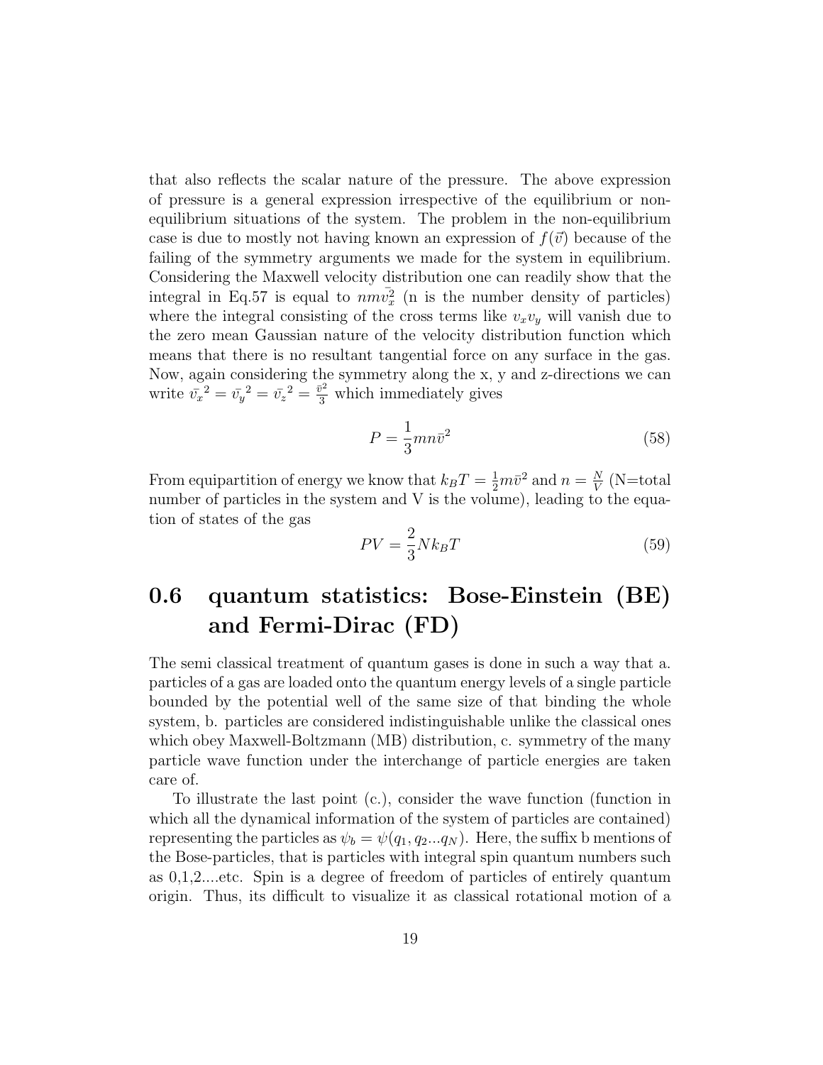that also reflects the scalar nature of the pressure. The above expression of pressure is a general expression irrespective of the equilibrium or non-equilibrium situations of the system. The problem in the non-equilibrium case is due to mostly not having known an expression of $f(\vec{v})$ because of the failing of the symmetry arguments we made for the system in equilibrium. Considering the Maxwell velocity distribution one can readily show that the integral in Eq.57 is equal to $nm\bar{v_x^2}$ (n is the number density of particles) where the integral consisting of the cross terms like $v_x v_y$ will vanish due to the zero mean Gaussian nature of the velocity distribution function which means that there is no resultant tangential force on any surface in the gas. Now, again considering the symmetry along the x, y and z-directions we can write $\bar{v_x}^2 = \bar{v_y}^2 = \bar{v_z}^2 = \frac{\bar{v}^2}{3}$ which immediately gives

$$P = \frac{1}{3} mn\bar{v}^2 \tag{58}$$

From equipartition of energy we know that $k_B T = \frac{1}{2} m\bar{v}^2$ and $n = \frac{N}{V}$ (N=total number of particles in the system and V is the volume), leading to the equation of states of the gas

$$PV = \frac{2}{3} N k_B T \tag{59}$$

## 0.6 quantum statistics: Bose-Einstein (BE) and Fermi-Dirac (FD)

The semi classical treatment of quantum gases is done in such a way that a. particles of a gas are loaded onto the quantum energy levels of a single particle bounded by the potential well of the same size of that binding the whole system, b. particles are considered indistinguishable unlike the classical ones which obey Maxwell-Boltzmann (MB) distribution, c. symmetry of the many particle wave function under the interchange of particle energies are taken care of.

To illustrate the last point (c.), consider the wave function (function in which all the dynamical information of the system of particles are contained) representing the particles as $\psi_b = \psi(q_1, q_2...q_N)$. Here, the suffix b mentions of the Bose-particles, that is particles with integral spin quantum numbers such as 0,1,2....etc. Spin is a degree of freedom of particles of entirely quantum origin. Thus, its difficult to visualize it as classical rotational motion of a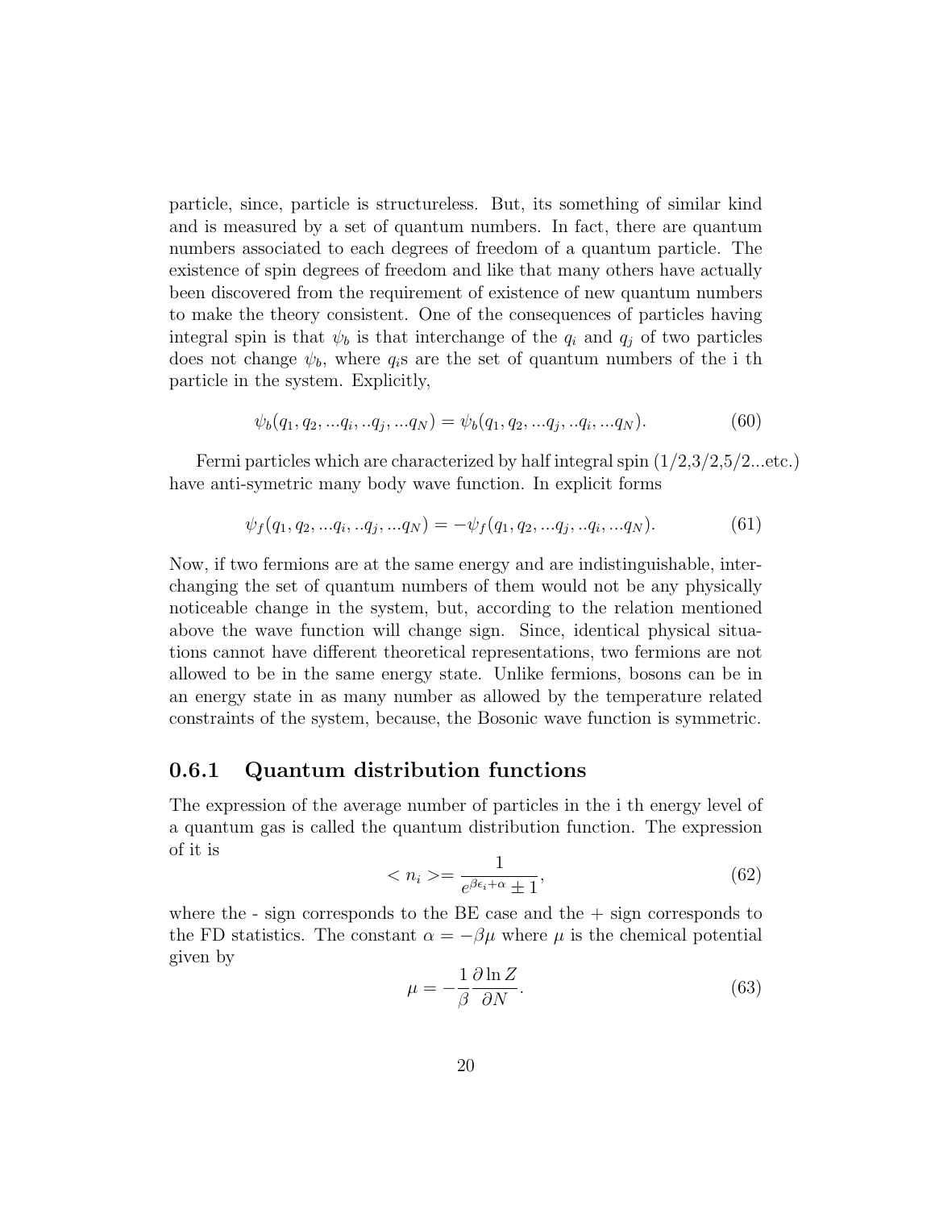particle, since, particle is structureless. But, its something of similar kind and is measured by a set of quantum numbers. In fact, there are quantum numbers associated to each degrees of freedom of a quantum particle. The existence of spin degrees of freedom and like that many others have actually been discovered from the requirement of existence of new quantum numbers to make the theory consistent. One of the consequences of particles having integral spin is that $\psi_b$ is that interchange of the $q_i$ and $q_j$ of two particles does not change $\psi_b$, where $q_i$s are the set of quantum numbers of the i th particle in the system. Explicitly,

$$\psi_b(q_1, q_2, ...q_i, ..q_j, ...q_N) = \psi_b(q_1, q_2, ...q_j, ..q_i, ...q_N). \tag{60}$$

Fermi particles which are characterized by half integral spin (1/2,3/2,5/2...etc.) have anti-symetric many body wave function. In explicit forms

$$\psi_f(q_1, q_2, ...q_i, ..q_j, ...q_N) = -\psi_f(q_1, q_2, ...q_j, ..q_i, ...q_N). \tag{61}$$

Now, if two fermions are at the same energy and are indistinguishable, interchanging the set of quantum numbers of them would not be any physically noticeable change in the system, but, according to the relation mentioned above the wave function will change sign. Since, identical physical situations cannot have different theoretical representations, two fermions are not allowed to be in the same energy state. Unlike fermions, bosons can be in an energy state in as many number as allowed by the temperature related constraints of the system, because, the Bosonic wave function is symmetric.

### 0.6.1 Quantum distribution functions

The expression of the average number of particles in the i th energy level of a quantum gas is called the quantum distribution function. The expression of it is

$$< n_i > = \frac{1}{e^{\beta\epsilon_i + \alpha} \pm 1}, \tag{62}$$

where the - sign corresponds to the BE case and the + sign corresponds to the FD statistics. The constant $\alpha = -\beta\mu$ where $\mu$ is the chemical potential given by

$$\mu = -\frac{1}{\beta}\frac{\partial \ln Z}{\partial N}. \tag{63}$$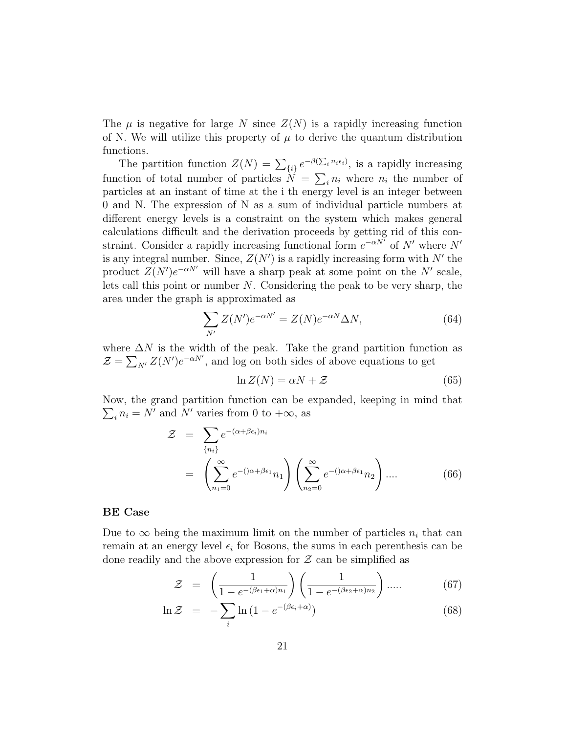The $\mu$ is negative for large $N$ since $Z(N)$ is a rapidly increasing function of N. We will utilize this property of $\mu$ to derive the quantum distribution functions.

The partition function $Z(N) = \sum_{\{i\}} e^{-\beta(\sum_i n_i \epsilon_i)}$, is a rapidly increasing function of total number of particles $N = \sum_i n_i$ where $n_i$ the number of particles at an instant of time at the i th energy level is an integer between 0 and N. The expression of N as a sum of individual particle numbers at different energy levels is a constraint on the system which makes general calculations difficult and the derivation proceeds by getting rid of this constraint. Consider a rapidly increasing functional form $e^{-\alpha N'}$ of $N'$ where $N'$ is any integral number. Since, $Z(N')$ is a rapidly increasing form with $N'$ the product $Z(N')e^{-\alpha N'}$ will have a sharp peak at some point on the $N'$ scale, lets call this point or number $N$. Considering the peak to be very sharp, the area under the graph is approximated as

$$\sum_{N'} Z(N')e^{-\alpha N'} = Z(N)e^{-\alpha N} \Delta N, \tag{64}$$

where $\Delta N$ is the width of the peak. Take the grand partition function as $\mathcal{Z} = \sum_{N'} Z(N')e^{-\alpha N'}$, and log on both sides of above equations to get

$$\ln Z(N) = \alpha N + \mathcal{Z} \tag{65}$$

Now, the grand partition function can be expanded, keeping in mind that $\sum_i n_i = N'$ and $N'$ varies from 0 to $+\infty$, as

$$\begin{aligned}
\mathcal{Z} &= \sum_{\{n_i\}} e^{-(\alpha+\beta\epsilon_i)n_i} \\
&= \left( \sum_{n_1=0}^{\infty} e^{-()\alpha+\beta\epsilon_1} n_1 \right) \left( \sum_{n_2=0}^{\infty} e^{-()\alpha+\beta\epsilon_1} n_2 \right) .... 
\end{aligned} \tag{66}$$

### BE Case

Due to $\infty$ being the maximum limit on the number of particles $n_i$ that can remain at an energy level $\epsilon_i$ for Bosons, the sums in each perenthesis can be done readily and the above expression for $\mathcal{Z}$ can be simplified as

$$\mathcal{Z} = \left( \frac{1}{1 - e^{-(\beta\epsilon_1+\alpha)n_1}} \right) \left( \frac{1}{1 - e^{-(\beta\epsilon_2+\alpha)n_2}} \right) ..... \tag{67}$$

$$\ln \mathcal{Z} = -\sum_i \ln \left(1 - e^{-(\beta\epsilon_i+\alpha)}\right) \tag{68}$$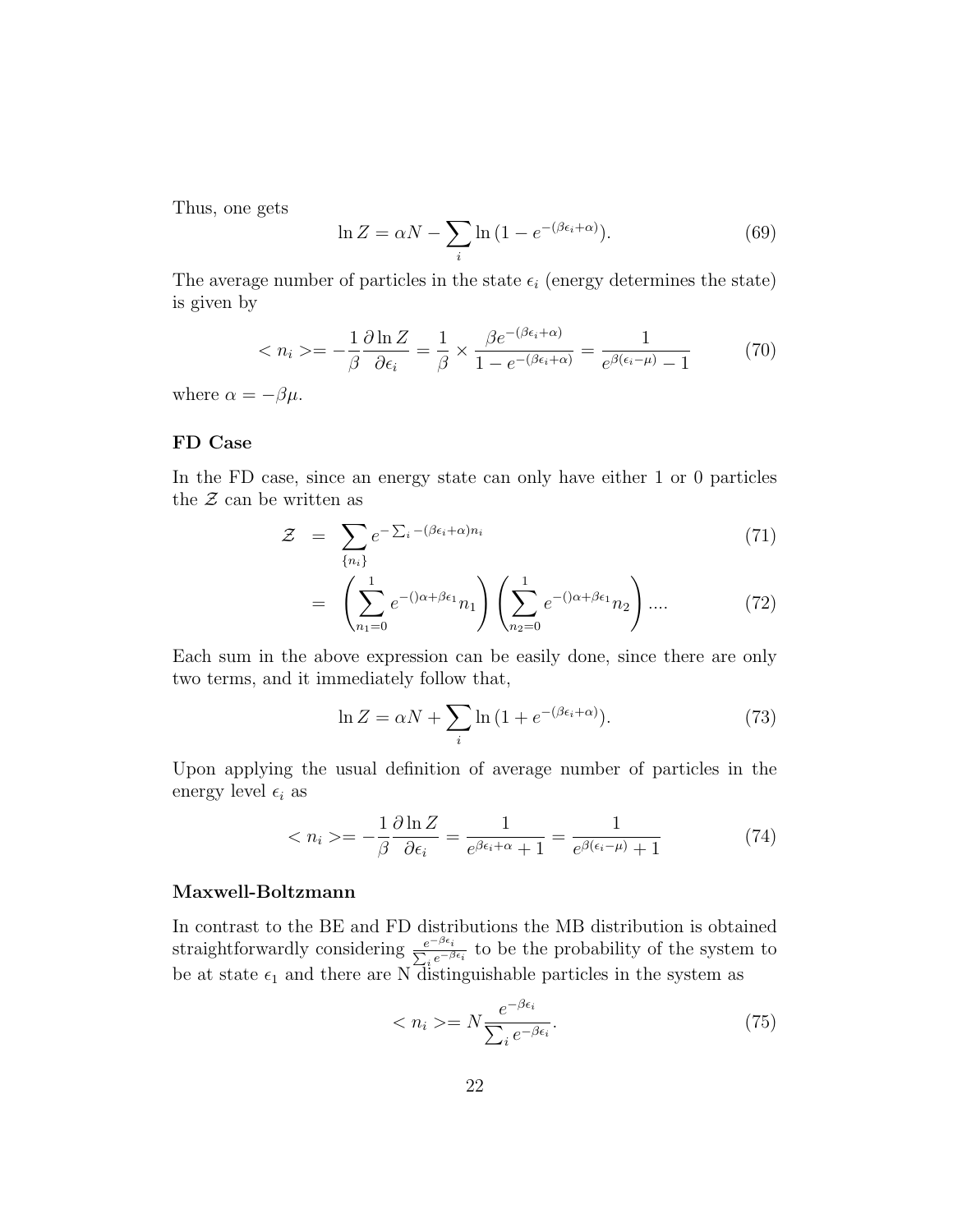Thus, one gets

$$\ln Z = \alpha N - \sum_i \ln\left(1 - e^{-(\beta\epsilon_i + \alpha)}\right). \tag{69}$$

The average number of particles in the state $\epsilon_i$ (energy determines the state) is given by

$$< n_i >= -\frac{1}{\beta}\frac{\partial \ln Z}{\partial \epsilon_i} = \frac{1}{\beta} \times \frac{\beta e^{-(\beta\epsilon_i+\alpha)}}{1 - e^{-(\beta\epsilon_i+\alpha)}} = \frac{1}{e^{\beta(\epsilon_i - \mu)} - 1} \tag{70}$$

where $\alpha = -\beta\mu$.

**FD Case**

In the FD case, since an energy state can only have either 1 or 0 particles the $\mathcal{Z}$ can be written as

$$\mathcal{Z} = \sum_{\{n_i\}} e^{-\sum_i -(\beta\epsilon_i+\alpha)n_i} \tag{71}$$

$$= \left(\sum_{n_1=0}^{1} e^{-()\alpha+\beta\epsilon_1}n_1\right)\left(\sum_{n_2=0}^{1} e^{-()\alpha+\beta\epsilon_1}n_2\right).... \tag{72}$$

Each sum in the above expression can be easily done, since there are only two terms, and it immediately follow that,

$$\ln Z = \alpha N + \sum_i \ln\left(1 + e^{-(\beta\epsilon_i+\alpha)}\right). \tag{73}$$

Upon applying the usual definition of average number of particles in the energy level $\epsilon_i$ as

$$< n_i >= -\frac{1}{\beta}\frac{\partial \ln Z}{\partial \epsilon_i} = \frac{1}{e^{\beta\epsilon_i+\alpha} + 1} = \frac{1}{e^{\beta(\epsilon_i-\mu)} + 1} \tag{74}$$

**Maxwell-Boltzmann**

In contrast to the BE and FD distributions the MB distribution is obtained straightforwardly considering $\frac{e^{-\beta\epsilon_i}}{\sum_i e^{-\beta\epsilon_i}}$ to be the probability of the system to be at state $\epsilon_1$ and there are N distinguishable particles in the system as

$$< n_i >= N\frac{e^{-\beta\epsilon_i}}{\sum_i e^{-\beta\epsilon_i}}. \tag{75}$$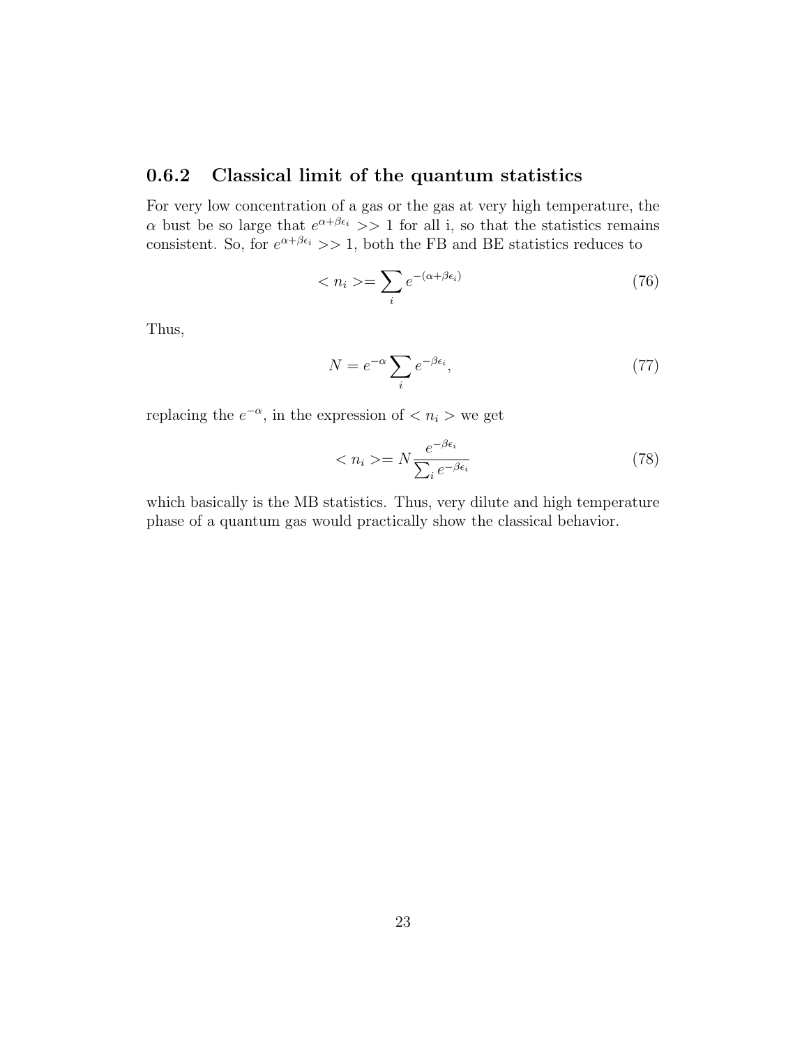### 0.6.2 Classical limit of the quantum statistics

For very low concentration of a gas or the gas at very high temperature, the $\alpha$ bust be so large that $e^{\alpha+\beta\epsilon_i} >> 1$ for all i, so that the statistics remains consistent. So, for $e^{\alpha+\beta\epsilon_i} >> 1$, both the FB and BE statistics reduces to

$$< n_i >= \sum_i e^{-(\alpha+\beta\epsilon_i)} \tag{76}$$

Thus,

$$N = e^{-\alpha} \sum_i e^{-\beta\epsilon_i}, \tag{77}$$

replacing the $e^{-\alpha}$, in the expression of $< n_i >$ we get

$$< n_i >= N \frac{e^{-\beta\epsilon_i}}{\sum_i e^{-\beta\epsilon_i}} \tag{78}$$

which basically is the MB statistics. Thus, very dilute and high temperature phase of a quantum gas would practically show the classical behavior.